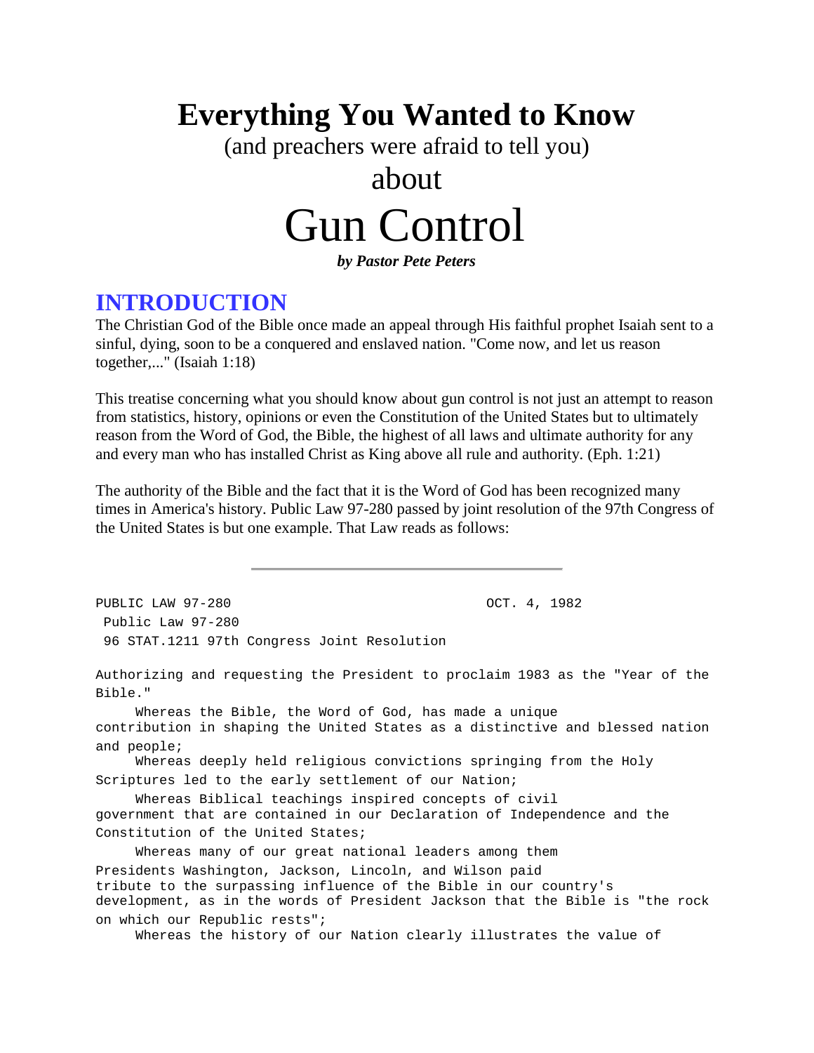# Everything You Wanted to Know

(and preachers were afraid to tell you)

about

# Gun Control

***by Pastor Pete Peters***

## INTRODUCTION

The Christian God of the Bible once made an appeal through His faithful prophet Isaiah sent to a sinful, dying, soon to be a conquered and enslaved nation. "Come now, and let us reason together,..." (Isaiah 1:18)

This treatise concerning what you should know about gun control is not just an attempt to reason from statistics, history, opinions or even the Constitution of the United States but to ultimately reason from the Word of God, the Bible, the highest of all laws and ultimate authority for any and every man who has installed Christ as King above all rule and authority. (Eph. 1:21)

The authority of the Bible and the fact that it is the Word of God has been recognized many times in America's history. Public Law 97-280 passed by joint resolution of the 97th Congress of the United States is but one example. That Law reads as follows:

---

```
PUBLIC LAW 97-280                                    OCT. 4, 1982
 Public Law 97-280
 96 STAT.1211 97th Congress Joint Resolution

Authorizing and requesting the President to proclaim 1983 as the "Year of the
Bible."
     Whereas the Bible, the Word of God, has made a unique
contribution in shaping the United States as a distinctive and blessed nation
and people;
     Whereas deeply held religious convictions springing from the Holy
Scriptures led to the early settlement of our Nation;
     Whereas Biblical teachings inspired concepts of civil
government that are contained in our Declaration of Independence and the
Constitution of the United States;
     Whereas many of our great national leaders among them
Presidents Washington, Jackson, Lincoln, and Wilson paid
tribute to the surpassing influence of the Bible in our country's
development, as in the words of President Jackson that the Bible is "the rock
on which our Republic rests";
     Whereas the history of our Nation clearly illustrates the value of
```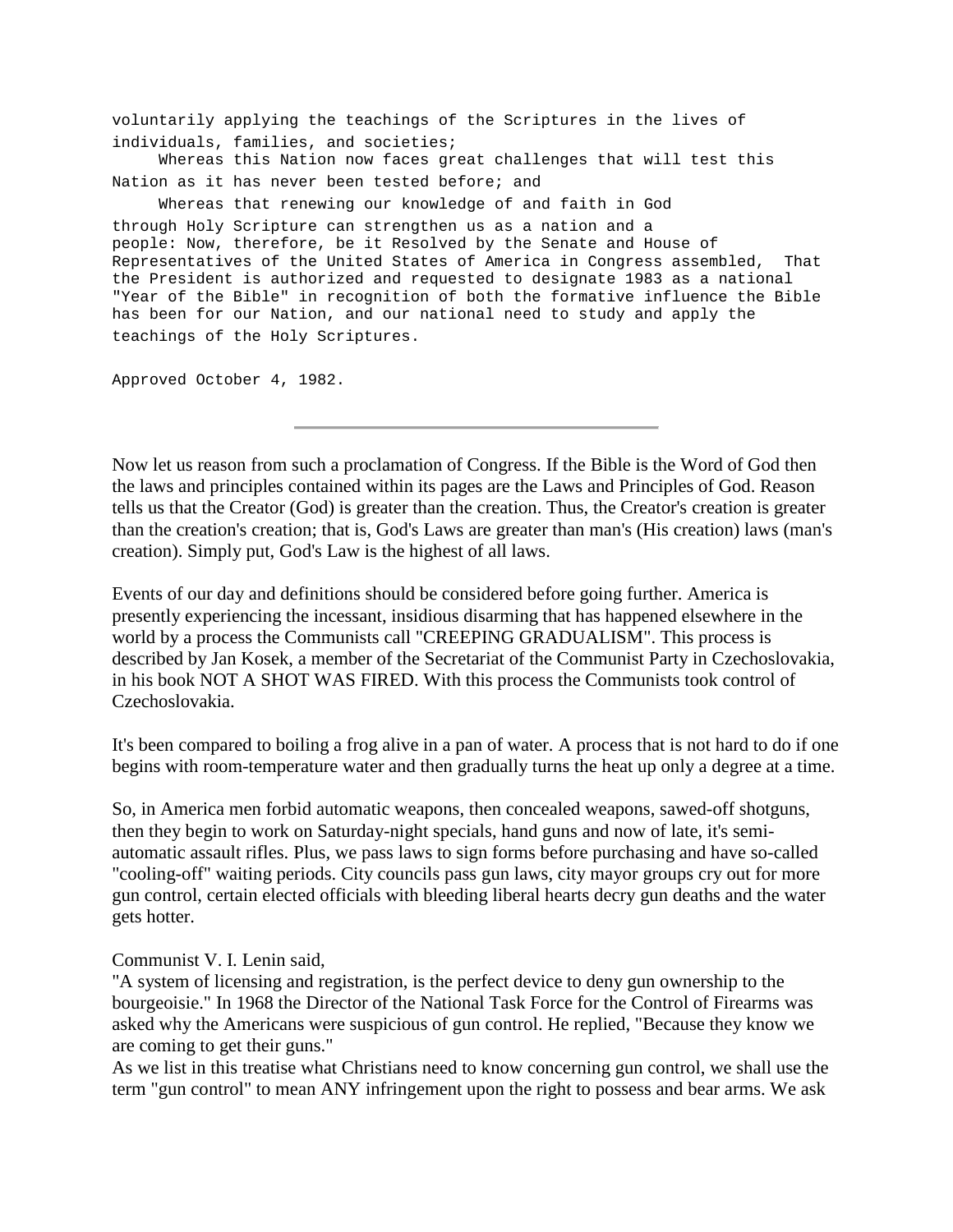voluntarily applying the teachings of the Scriptures in the lives of individuals, families, and societies;

Whereas this Nation now faces great challenges that will test this Nation as it has never been tested before; and

Whereas that renewing our knowledge of and faith in God through Holy Scripture can strengthen us as a nation and a people: Now, therefore, be it Resolved by the Senate and House of Representatives of the United States of America in Congress assembled, That the President is authorized and requested to designate 1983 as a national "Year of the Bible" in recognition of both the formative influence the Bible has been for our Nation, and our national need to study and apply the teachings of the Holy Scriptures.

Approved October 4, 1982.

---

Now let us reason from such a proclamation of Congress. If the Bible is the Word of God then the laws and principles contained within its pages are the Laws and Principles of God. Reason tells us that the Creator (God) is greater than the creation. Thus, the Creator's creation is greater than the creation's creation; that is, God's Laws are greater than man's (His creation) laws (man's creation). Simply put, God's Law is the highest of all laws.

Events of our day and definitions should be considered before going further. America is presently experiencing the incessant, insidious disarming that has happened elsewhere in the world by a process the Communists call "CREEPING GRADUALISM". This process is described by Jan Kosek, a member of the Secretariat of the Communist Party in Czechoslovakia, in his book NOT A SHOT WAS FIRED. With this process the Communists took control of Czechoslovakia.

It's been compared to boiling a frog alive in a pan of water. A process that is not hard to do if one begins with room-temperature water and then gradually turns the heat up only a degree at a time.

So, in America men forbid automatic weapons, then concealed weapons, sawed-off shotguns, then they begin to work on Saturday-night specials, hand guns and now of late, it's semi-automatic assault rifles. Plus, we pass laws to sign forms before purchasing and have so-called "cooling-off" waiting periods. City councils pass gun laws, city mayor groups cry out for more gun control, certain elected officials with bleeding liberal hearts decry gun deaths and the water gets hotter.

Communist V. I. Lenin said,
"A system of licensing and registration, is the perfect device to deny gun ownership to the bourgeoisie." In 1968 the Director of the National Task Force for the Control of Firearms was asked why the Americans were suspicious of gun control. He replied, "Because they know we are coming to get their guns."
As we list in this treatise what Christians need to know concerning gun control, we shall use the term "gun control" to mean ANY infringement upon the right to possess and bear arms. We ask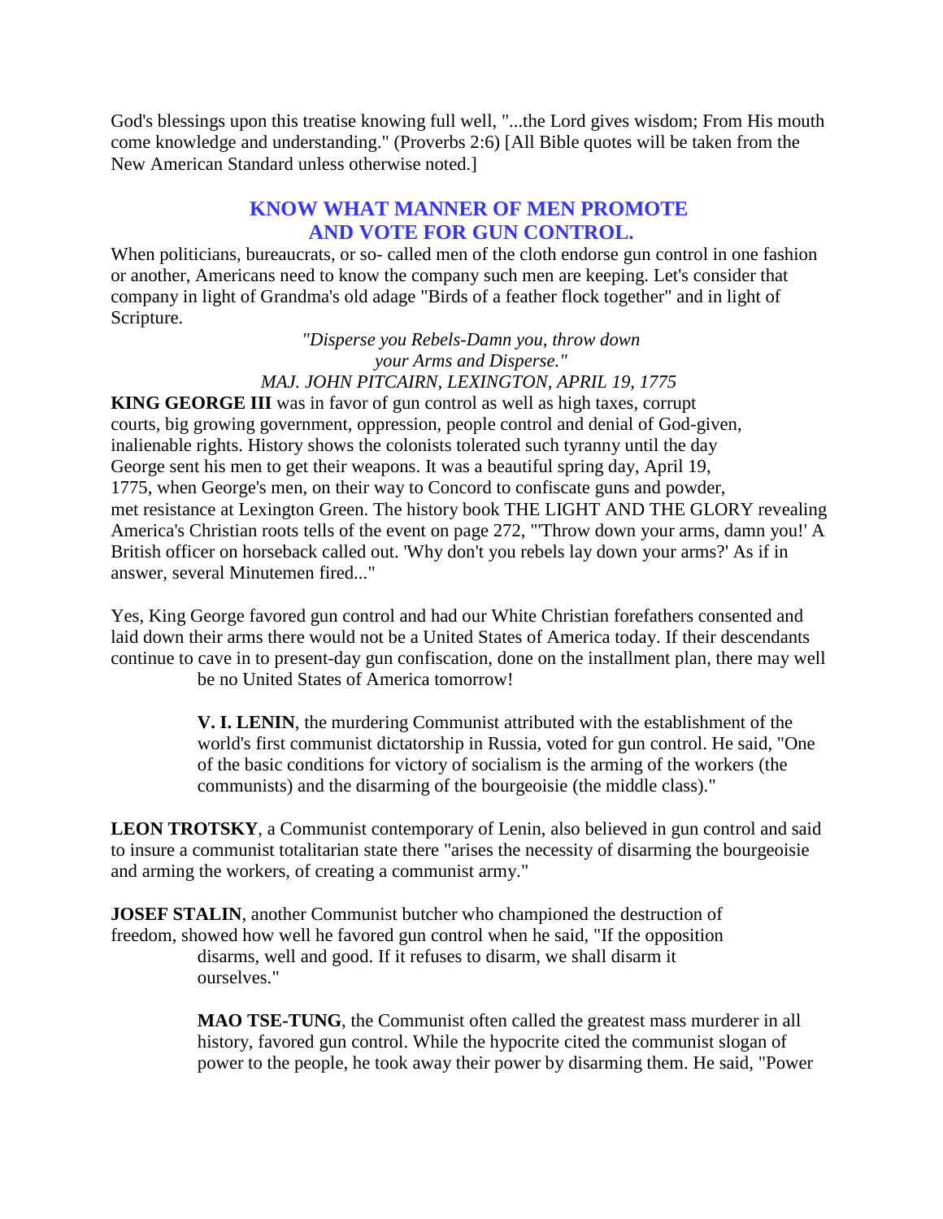God's blessings upon this treatise knowing full well, "...the Lord gives wisdom; From His mouth come knowledge and understanding." (Proverbs 2:6) [All Bible quotes will be taken from the New American Standard unless otherwise noted.]

## KNOW WHAT MANNER OF MEN PROMOTE AND VOTE FOR GUN CONTROL.

When politicians, bureaucrats, or so- called men of the cloth endorse gun control in one fashion or another, Americans need to know the company such men are keeping. Let's consider that company in light of Grandma's old adage "Birds of a feather flock together" and in light of Scripture.

*"Disperse you Rebels-Damn you, throw down your Arms and Disperse."*
*MAJ. JOHN PITCAIRN, LEXINGTON, APRIL 19, 1775*

**KING GEORGE III** was in favor of gun control as well as high taxes, corrupt courts, big growing government, oppression, people control and denial of God-given, inalienable rights. History shows the colonists tolerated such tyranny until the day George sent his men to get their weapons. It was a beautiful spring day, April 19, 1775, when George's men, on their way to Concord to confiscate guns and powder, met resistance at Lexington Green. The history book THE LIGHT AND THE GLORY revealing America's Christian roots tells of the event on page 272, "'Throw down your arms, damn you!' A British officer on horseback called out. 'Why don't you rebels lay down your arms?' As if in answer, several Minutemen fired..."

Yes, King George favored gun control and had our White Christian forefathers consented and laid down their arms there would not be a United States of America today. If their descendants continue to cave in to present-day gun confiscation, done on the installment plan, there may well be no United States of America tomorrow!

**V. I. LENIN**, the murdering Communist attributed with the establishment of the world's first communist dictatorship in Russia, voted for gun control. He said, "One of the basic conditions for victory of socialism is the arming of the workers (the communists) and the disarming of the bourgeoisie (the middle class)."

**LEON TROTSKY**, a Communist contemporary of Lenin, also believed in gun control and said to insure a communist totalitarian state there "arises the necessity of disarming the bourgeoisie and arming the workers, of creating a communist army."

**JOSEF STALIN**, another Communist butcher who championed the destruction of freedom, showed how well he favored gun control when he said, "If the opposition disarms, well and good. If it refuses to disarm, we shall disarm it ourselves."

**MAO TSE-TUNG**, the Communist often called the greatest mass murderer in all history, favored gun control. While the hypocrite cited the communist slogan of power to the people, he took away their power by disarming them. He said, "Power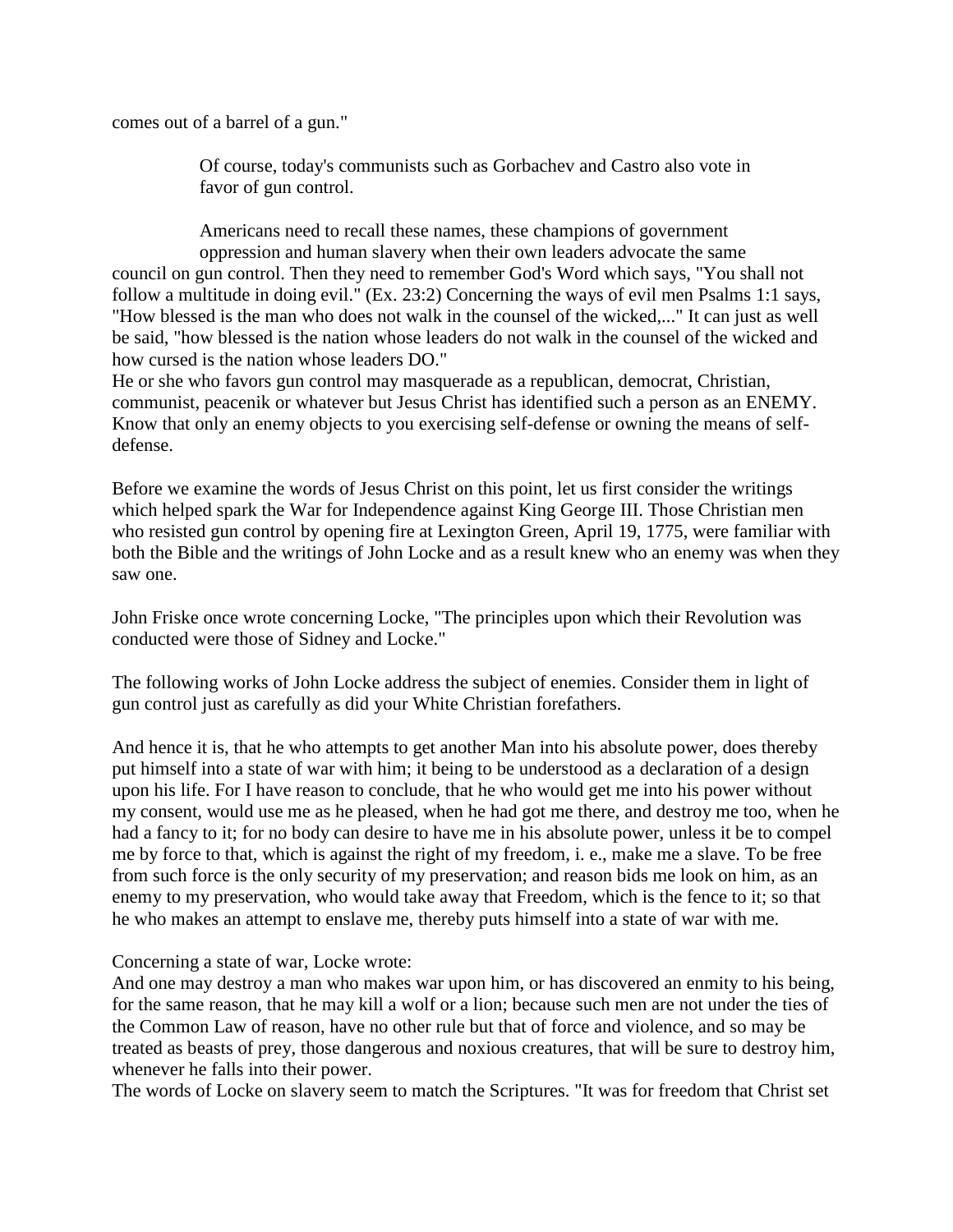comes out of a barrel of a gun."

Of course, today's communists such as Gorbachev and Castro also vote in favor of gun control.

Americans need to recall these names, these champions of government oppression and human slavery when their own leaders advocate the same council on gun control. Then they need to remember God's Word which says, "You shall not follow a multitude in doing evil." (Ex. 23:2) Concerning the ways of evil men Psalms 1:1 says, "How blessed is the man who does not walk in the counsel of the wicked,..." It can just as well be said, "how blessed is the nation whose leaders do not walk in the counsel of the wicked and how cursed is the nation whose leaders DO."

He or she who favors gun control may masquerade as a republican, democrat, Christian, communist, peacenik or whatever but Jesus Christ has identified such a person as an ENEMY. Know that only an enemy objects to you exercising self-defense or owning the means of self-defense.

Before we examine the words of Jesus Christ on this point, let us first consider the writings which helped spark the War for Independence against King George III. Those Christian men who resisted gun control by opening fire at Lexington Green, April 19, 1775, were familiar with both the Bible and the writings of John Locke and as a result knew who an enemy was when they saw one.

John Friske once wrote concerning Locke, "The principles upon which their Revolution was conducted were those of Sidney and Locke."

The following works of John Locke address the subject of enemies. Consider them in light of gun control just as carefully as did your White Christian forefathers.

And hence it is, that he who attempts to get another Man into his absolute power, does thereby put himself into a state of war with him; it being to be understood as a declaration of a design upon his life. For I have reason to conclude, that he who would get me into his power without my consent, would use me as he pleased, when he had got me there, and destroy me too, when he had a fancy to it; for no body can desire to have me in his absolute power, unless it be to compel me by force to that, which is against the right of my freedom, i. e., make me a slave. To be free from such force is the only security of my preservation; and reason bids me look on him, as an enemy to my preservation, who would take away that Freedom, which is the fence to it; so that he who makes an attempt to enslave me, thereby puts himself into a state of war with me.

Concerning a state of war, Locke wrote:

And one may destroy a man who makes war upon him, or has discovered an enmity to his being, for the same reason, that he may kill a wolf or a lion; because such men are not under the ties of the Common Law of reason, have no other rule but that of force and violence, and so may be treated as beasts of prey, those dangerous and noxious creatures, that will be sure to destroy him, whenever he falls into their power.

The words of Locke on slavery seem to match the Scriptures. "It was for freedom that Christ set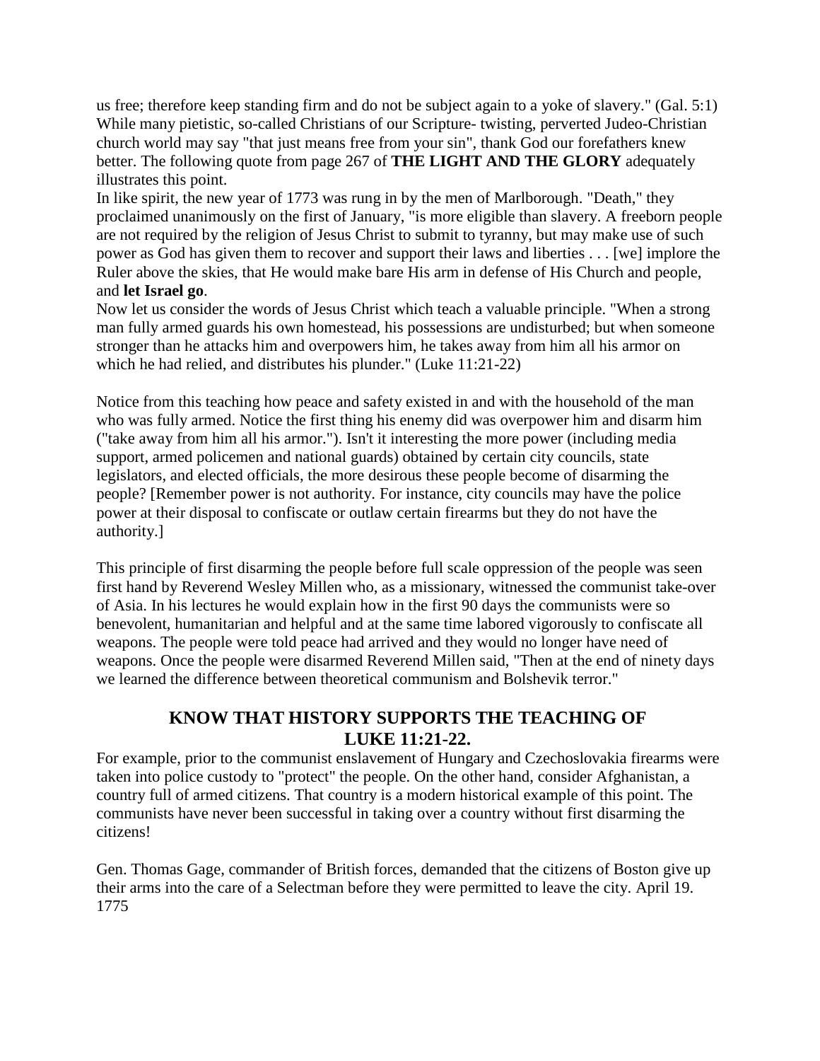us free; therefore keep standing firm and do not be subject again to a yoke of slavery." (Gal. 5:1) While many pietistic, so-called Christians of our Scripture- twisting, perverted Judeo-Christian church world may say "that just means free from your sin", thank God our forefathers knew better. The following quote from page 267 of **THE LIGHT AND THE GLORY** adequately illustrates this point.

In like spirit, the new year of 1773 was rung in by the men of Marlborough. "Death," they proclaimed unanimously on the first of January, "is more eligible than slavery. A freeborn people are not required by the religion of Jesus Christ to submit to tyranny, but may make use of such power as God has given them to recover and support their laws and liberties . . . [we] implore the Ruler above the skies, that He would make bare His arm in defense of His Church and people, and **let Israel go**.

Now let us consider the words of Jesus Christ which teach a valuable principle. "When a strong man fully armed guards his own homestead, his possessions are undisturbed; but when someone stronger than he attacks him and overpowers him, he takes away from him all his armor on which he had relied, and distributes his plunder." (Luke 11:21-22)

Notice from this teaching how peace and safety existed in and with the household of the man who was fully armed. Notice the first thing his enemy did was overpower him and disarm him ("take away from him all his armor."). Isn't it interesting the more power (including media support, armed policemen and national guards) obtained by certain city councils, state legislators, and elected officials, the more desirous these people become of disarming the people? [Remember power is not authority. For instance, city councils may have the police power at their disposal to confiscate or outlaw certain firearms but they do not have the authority.]

This principle of first disarming the people before full scale oppression of the people was seen first hand by Reverend Wesley Millen who, as a missionary, witnessed the communist take-over of Asia. In his lectures he would explain how in the first 90 days the communists were so benevolent, humanitarian and helpful and at the same time labored vigorously to confiscate all weapons. The people were told peace had arrived and they would no longer have need of weapons. Once the people were disarmed Reverend Millen said, "Then at the end of ninety days we learned the difference between theoretical communism and Bolshevik terror."

## KNOW THAT HISTORY SUPPORTS THE TEACHING OF LUKE 11:21-22.

For example, prior to the communist enslavement of Hungary and Czechoslovakia firearms were taken into police custody to "protect" the people. On the other hand, consider Afghanistan, a country full of armed citizens. That country is a modern historical example of this point. The communists have never been successful in taking over a country without first disarming the citizens!

Gen. Thomas Gage, commander of British forces, demanded that the citizens of Boston give up their arms into the care of a Selectman before they were permitted to leave the city. April 19. 1775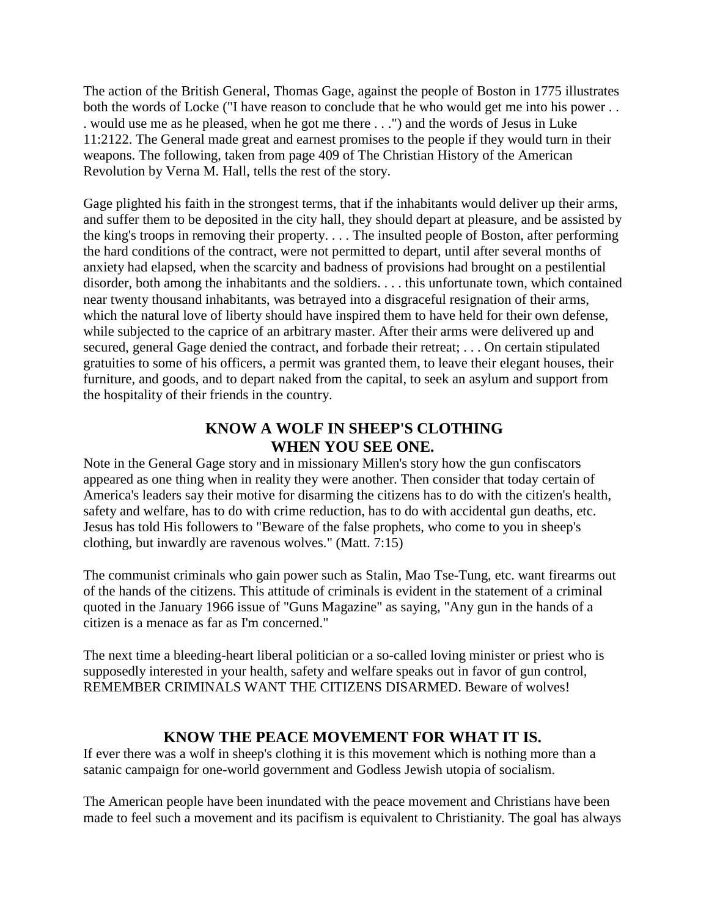The action of the British General, Thomas Gage, against the people of Boston in 1775 illustrates both the words of Locke ("I have reason to conclude that he who would get me into his power . . . would use me as he pleased, when he got me there . . .") and the words of Jesus in Luke 11:2122. The General made great and earnest promises to the people if they would turn in their weapons. The following, taken from page 409 of The Christian History of the American Revolution by Verna M. Hall, tells the rest of the story.

Gage plighted his faith in the strongest terms, that if the inhabitants would deliver up their arms, and suffer them to be deposited in the city hall, they should depart at pleasure, and be assisted by the king's troops in removing their property. . . . The insulted people of Boston, after performing the hard conditions of the contract, were not permitted to depart, until after several months of anxiety had elapsed, when the scarcity and badness of provisions had brought on a pestilential disorder, both among the inhabitants and the soldiers. . . . this unfortunate town, which contained near twenty thousand inhabitants, was betrayed into a disgraceful resignation of their arms, which the natural love of liberty should have inspired them to have held for their own defense, while subjected to the caprice of an arbitrary master. After their arms were delivered up and secured, general Gage denied the contract, and forbade their retreat; . . . On certain stipulated gratuities to some of his officers, a permit was granted them, to leave their elegant houses, their furniture, and goods, and to depart naked from the capital, to seek an asylum and support from the hospitality of their friends in the country.

## KNOW A WOLF IN SHEEP'S CLOTHING WHEN YOU SEE ONE.

Note in the General Gage story and in missionary Millen's story how the gun confiscators appeared as one thing when in reality they were another. Then consider that today certain of America's leaders say their motive for disarming the citizens has to do with the citizen's health, safety and welfare, has to do with crime reduction, has to do with accidental gun deaths, etc. Jesus has told His followers to "Beware of the false prophets, who come to you in sheep's clothing, but inwardly are ravenous wolves." (Matt. 7:15)

The communist criminals who gain power such as Stalin, Mao Tse-Tung, etc. want firearms out of the hands of the citizens. This attitude of criminals is evident in the statement of a criminal quoted in the January 1966 issue of "Guns Magazine" as saying, "Any gun in the hands of a citizen is a menace as far as I'm concerned."

The next time a bleeding-heart liberal politician or a so-called loving minister or priest who is supposedly interested in your health, safety and welfare speaks out in favor of gun control, REMEMBER CRIMINALS WANT THE CITIZENS DISARMED. Beware of wolves!

## KNOW THE PEACE MOVEMENT FOR WHAT IT IS.

If ever there was a wolf in sheep's clothing it is this movement which is nothing more than a satanic campaign for one-world government and Godless Jewish utopia of socialism.

The American people have been inundated with the peace movement and Christians have been made to feel such a movement and its pacifism is equivalent to Christianity. The goal has always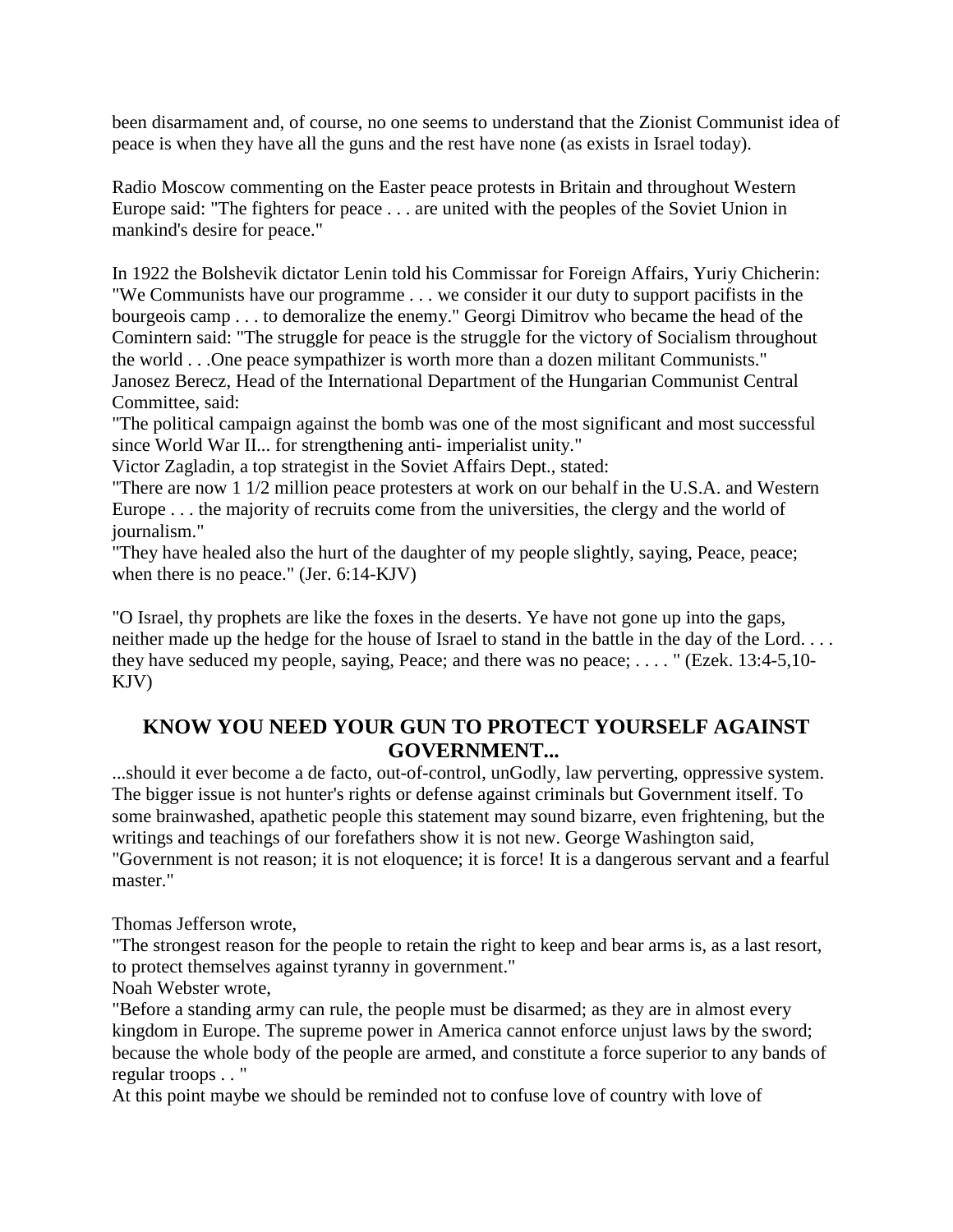been disarmament and, of course, no one seems to understand that the Zionist Communist idea of peace is when they have all the guns and the rest have none (as exists in Israel today).

Radio Moscow commenting on the Easter peace protests in Britain and throughout Western Europe said: "The fighters for peace . . . are united with the peoples of the Soviet Union in mankind's desire for peace."

In 1922 the Bolshevik dictator Lenin told his Commissar for Foreign Affairs, Yuriy Chicherin: "We Communists have our programme . . . we consider it our duty to support pacifists in the bourgeois camp . . . to demoralize the enemy." Georgi Dimitrov who became the head of the Comintern said: "The struggle for peace is the struggle for the victory of Socialism throughout the world . . .One peace sympathizer is worth more than a dozen militant Communists." Janosez Berecz, Head of the International Department of the Hungarian Communist Central Committee, said:

"The political campaign against the bomb was one of the most significant and most successful since World War II... for strengthening anti- imperialist unity."

Victor Zagladin, a top strategist in the Soviet Affairs Dept., stated:

"There are now 1 1/2 million peace protesters at work on our behalf in the U.S.A. and Western Europe . . . the majority of recruits come from the universities, the clergy and the world of journalism."

"They have healed also the hurt of the daughter of my people slightly, saying, Peace, peace; when there is no peace." (Jer. 6:14-KJV)

"O Israel, thy prophets are like the foxes in the deserts. Ye have not gone up into the gaps, neither made up the hedge for the house of Israel to stand in the battle in the day of the Lord. . . . they have seduced my people, saying, Peace; and there was no peace; . . . . " (Ezek. 13:4-5,10-KJV)

## KNOW YOU NEED YOUR GUN TO PROTECT YOURSELF AGAINST GOVERNMENT...

...should it ever become a de facto, out-of-control, unGodly, law perverting, oppressive system. The bigger issue is not hunter's rights or defense against criminals but Government itself. To some brainwashed, apathetic people this statement may sound bizarre, even frightening, but the writings and teachings of our forefathers show it is not new. George Washington said, "Government is not reason; it is not eloquence; it is force! It is a dangerous servant and a fearful master."

Thomas Jefferson wrote,

"The strongest reason for the people to retain the right to keep and bear arms is, as a last resort, to protect themselves against tyranny in government."

Noah Webster wrote,

"Before a standing army can rule, the people must be disarmed; as they are in almost every kingdom in Europe. The supreme power in America cannot enforce unjust laws by the sword; because the whole body of the people are armed, and constitute a force superior to any bands of regular troops . . "

At this point maybe we should be reminded not to confuse love of country with love of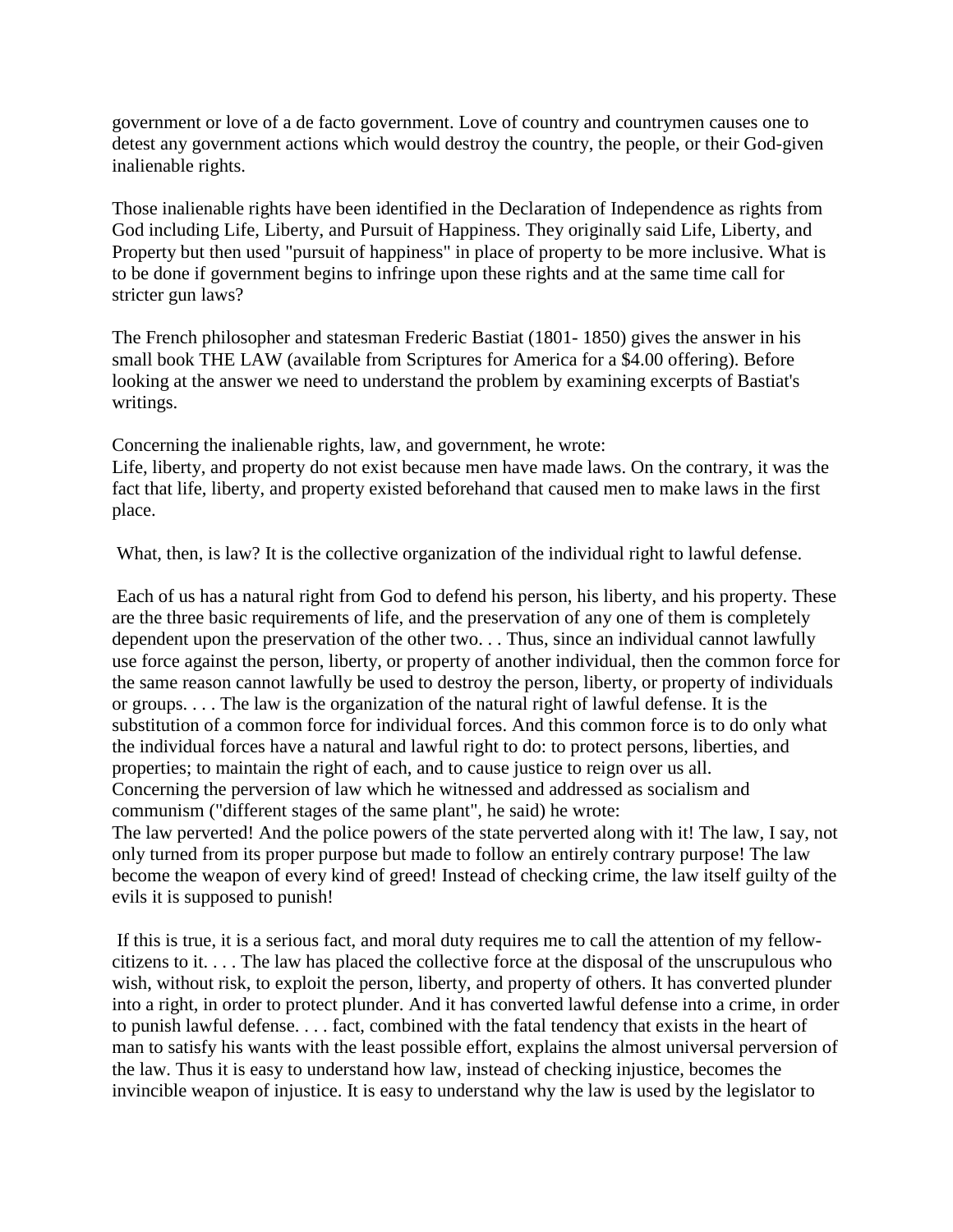government or love of a de facto government. Love of country and countrymen causes one to detest any government actions which would destroy the country, the people, or their God-given inalienable rights.

Those inalienable rights have been identified in the Declaration of Independence as rights from God including Life, Liberty, and Pursuit of Happiness. They originally said Life, Liberty, and Property but then used "pursuit of happiness" in place of property to be more inclusive. What is to be done if government begins to infringe upon these rights and at the same time call for stricter gun laws?

The French philosopher and statesman Frederic Bastiat (1801- 1850) gives the answer in his small book THE LAW (available from Scriptures for America for a $4.00 offering). Before looking at the answer we need to understand the problem by examining excerpts of Bastiat's writings.

Concerning the inalienable rights, law, and government, he wrote:
Life, liberty, and property do not exist because men have made laws. On the contrary, it was the fact that life, liberty, and property existed beforehand that caused men to make laws in the first place.

What, then, is law? It is the collective organization of the individual right to lawful defense.

Each of us has a natural right from God to defend his person, his liberty, and his property. These are the three basic requirements of life, and the preservation of any one of them is completely dependent upon the preservation of the other two. . . Thus, since an individual cannot lawfully use force against the person, liberty, or property of another individual, then the common force for the same reason cannot lawfully be used to destroy the person, liberty, or property of individuals or groups. . . . The law is the organization of the natural right of lawful defense. It is the substitution of a common force for individual forces. And this common force is to do only what the individual forces have a natural and lawful right to do: to protect persons, liberties, and properties; to maintain the right of each, and to cause justice to reign over us all.
Concerning the perversion of law which he witnessed and addressed as socialism and communism ("different stages of the same plant", he said) he wrote:
The law perverted! And the police powers of the state perverted along with it! The law, I say, not only turned from its proper purpose but made to follow an entirely contrary purpose! The law become the weapon of every kind of greed! Instead of checking crime, the law itself guilty of the evils it is supposed to punish!

If this is true, it is a serious fact, and moral duty requires me to call the attention of my fellow-citizens to it. . . . The law has placed the collective force at the disposal of the unscrupulous who wish, without risk, to exploit the person, liberty, and property of others. It has converted plunder into a right, in order to protect plunder. And it has converted lawful defense into a crime, in order to punish lawful defense. . . . fact, combined with the fatal tendency that exists in the heart of man to satisfy his wants with the least possible effort, explains the almost universal perversion of the law. Thus it is easy to understand how law, instead of checking injustice, becomes the invincible weapon of injustice. It is easy to understand why the law is used by the legislator to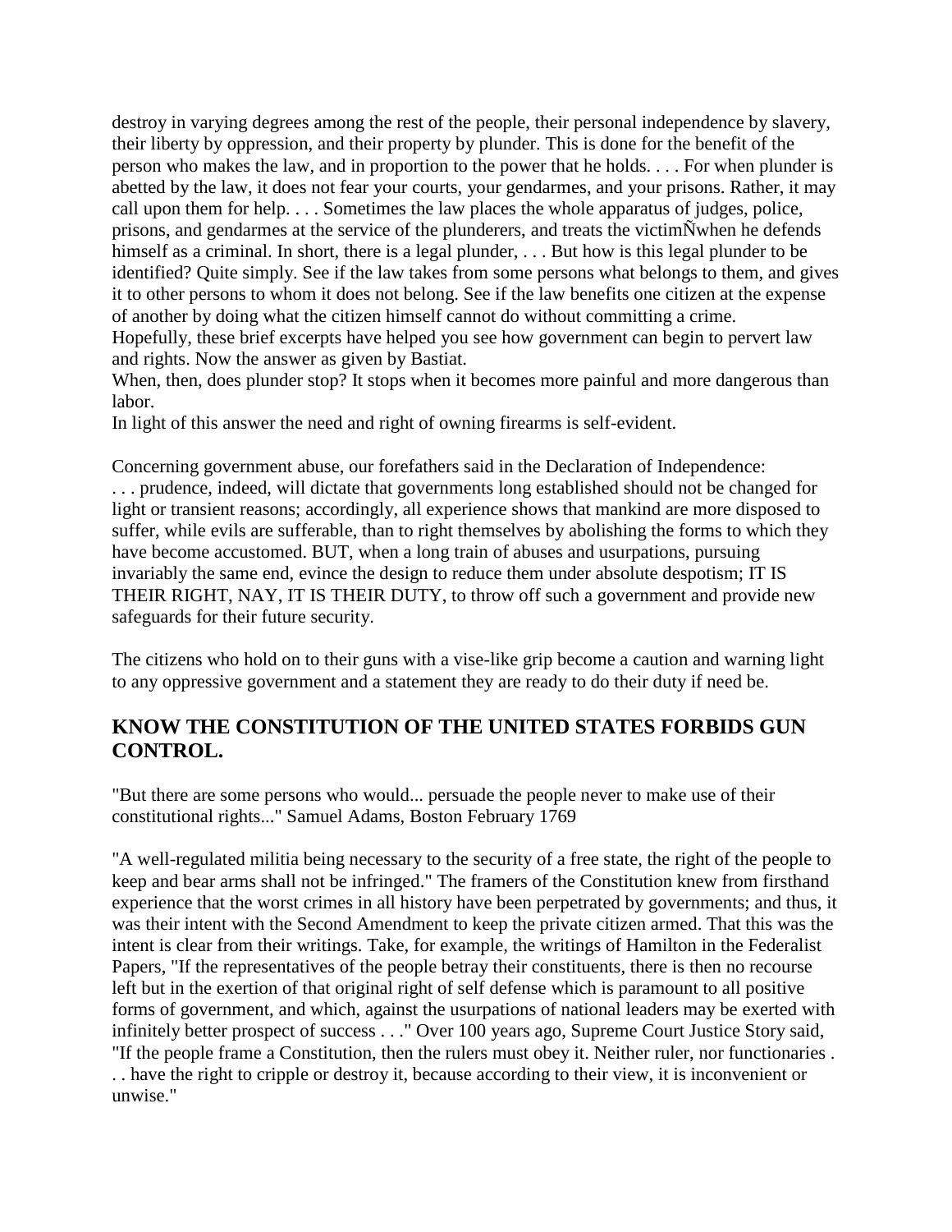destroy in varying degrees among the rest of the people, their personal independence by slavery, their liberty by oppression, and their property by plunder. This is done for the benefit of the person who makes the law, and in proportion to the power that he holds. . . . For when plunder is abetted by the law, it does not fear your courts, your gendarmes, and your prisons. Rather, it may call upon them for help. . . . Sometimes the law places the whole apparatus of judges, police, prisons, and gendarmes at the service of the plunderers, and treats the victimÑwhen he defends himself as a criminal. In short, there is a legal plunder, . . . But how is this legal plunder to be identified? Quite simply. See if the law takes from some persons what belongs to them, and gives it to other persons to whom it does not belong. See if the law benefits one citizen at the expense of another by doing what the citizen himself cannot do without committing a crime.
Hopefully, these brief excerpts have helped you see how government can begin to pervert law and rights. Now the answer as given by Bastiat.
When, then, does plunder stop? It stops when it becomes more painful and more dangerous than labor.
In light of this answer the need and right of owning firearms is self-evident.

Concerning government abuse, our forefathers said in the Declaration of Independence:
. . . prudence, indeed, will dictate that governments long established should not be changed for light or transient reasons; accordingly, all experience shows that mankind are more disposed to suffer, while evils are sufferable, than to right themselves by abolishing the forms to which they have become accustomed. BUT, when a long train of abuses and usurpations, pursuing invariably the same end, evince the design to reduce them under absolute despotism; IT IS THEIR RIGHT, NAY, IT IS THEIR DUTY, to throw off such a government and provide new safeguards for their future security.

The citizens who hold on to their guns with a vise-like grip become a caution and warning light to any oppressive government and a statement they are ready to do their duty if need be.

## KNOW THE CONSTITUTION OF THE UNITED STATES FORBIDS GUN CONTROL.

"But there are some persons who would... persuade the people never to make use of their constitutional rights..." Samuel Adams, Boston February 1769

"A well-regulated militia being necessary to the security of a free state, the right of the people to keep and bear arms shall not be infringed." The framers of the Constitution knew from firsthand experience that the worst crimes in all history have been perpetrated by governments; and thus, it was their intent with the Second Amendment to keep the private citizen armed. That this was the intent is clear from their writings. Take, for example, the writings of Hamilton in the Federalist Papers, "If the representatives of the people betray their constituents, there is then no recourse left but in the exertion of that original right of self defense which is paramount to all positive forms of government, and which, against the usurpations of national leaders may be exerted with infinitely better prospect of success . . ." Over 100 years ago, Supreme Court Justice Story said, "If the people frame a Constitution, then the rulers must obey it. Neither ruler, nor functionaries . . . have the right to cripple or destroy it, because according to their view, it is inconvenient or unwise."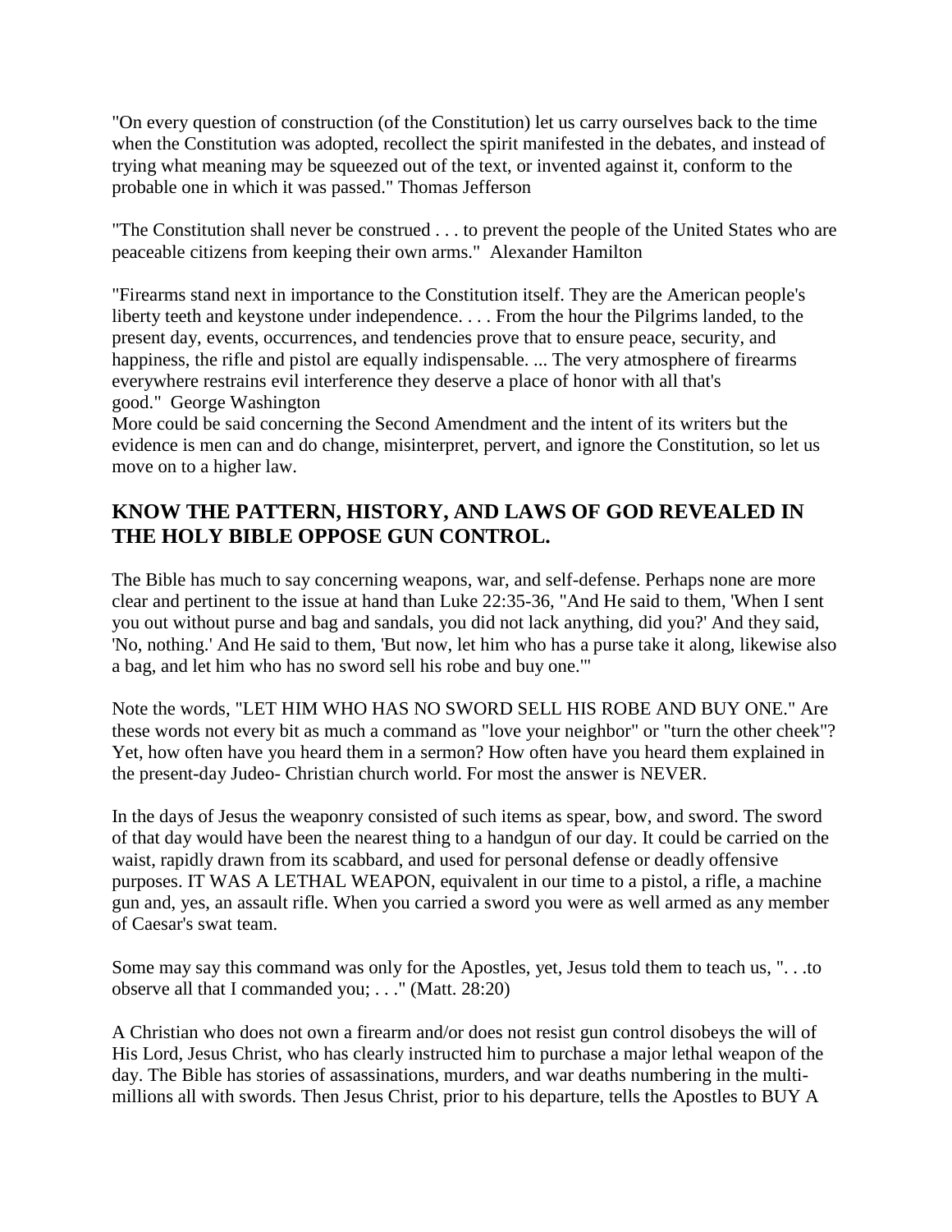"On every question of construction (of the Constitution) let us carry ourselves back to the time when the Constitution was adopted, recollect the spirit manifested in the debates, and instead of trying what meaning may be squeezed out of the text, or invented against it, conform to the probable one in which it was passed." Thomas Jefferson

"The Constitution shall never be construed . . . to prevent the people of the United States who are peaceable citizens from keeping their own arms." Alexander Hamilton

"Firearms stand next in importance to the Constitution itself. They are the American people's liberty teeth and keystone under independence. . . . From the hour the Pilgrims landed, to the present day, events, occurrences, and tendencies prove that to ensure peace, security, and happiness, the rifle and pistol are equally indispensable. ... The very atmosphere of firearms everywhere restrains evil interference they deserve a place of honor with all that's good." George Washington

More could be said concerning the Second Amendment and the intent of its writers but the evidence is men can and do change, misinterpret, pervert, and ignore the Constitution, so let us move on to a higher law.

## KNOW THE PATTERN, HISTORY, AND LAWS OF GOD REVEALED IN THE HOLY BIBLE OPPOSE GUN CONTROL.

The Bible has much to say concerning weapons, war, and self-defense. Perhaps none are more clear and pertinent to the issue at hand than Luke 22:35-36, "And He said to them, 'When I sent you out without purse and bag and sandals, you did not lack anything, did you?' And they said, 'No, nothing.' And He said to them, 'But now, let him who has a purse take it along, likewise also a bag, and let him who has no sword sell his robe and buy one.'"

Note the words, "LET HIM WHO HAS NO SWORD SELL HIS ROBE AND BUY ONE." Are these words not every bit as much a command as "love your neighbor" or "turn the other cheek"? Yet, how often have you heard them in a sermon? How often have you heard them explained in the present-day Judeo- Christian church world. For most the answer is NEVER.

In the days of Jesus the weaponry consisted of such items as spear, bow, and sword. The sword of that day would have been the nearest thing to a handgun of our day. It could be carried on the waist, rapidly drawn from its scabbard, and used for personal defense or deadly offensive purposes. IT WAS A LETHAL WEAPON, equivalent in our time to a pistol, a rifle, a machine gun and, yes, an assault rifle. When you carried a sword you were as well armed as any member of Caesar's swat team.

Some may say this command was only for the Apostles, yet, Jesus told them to teach us, ". . .to observe all that I commanded you; . . ." (Matt. 28:20)

A Christian who does not own a firearm and/or does not resist gun control disobeys the will of His Lord, Jesus Christ, who has clearly instructed him to purchase a major lethal weapon of the day. The Bible has stories of assassinations, murders, and war deaths numbering in the multi-millions all with swords. Then Jesus Christ, prior to his departure, tells the Apostles to BUY A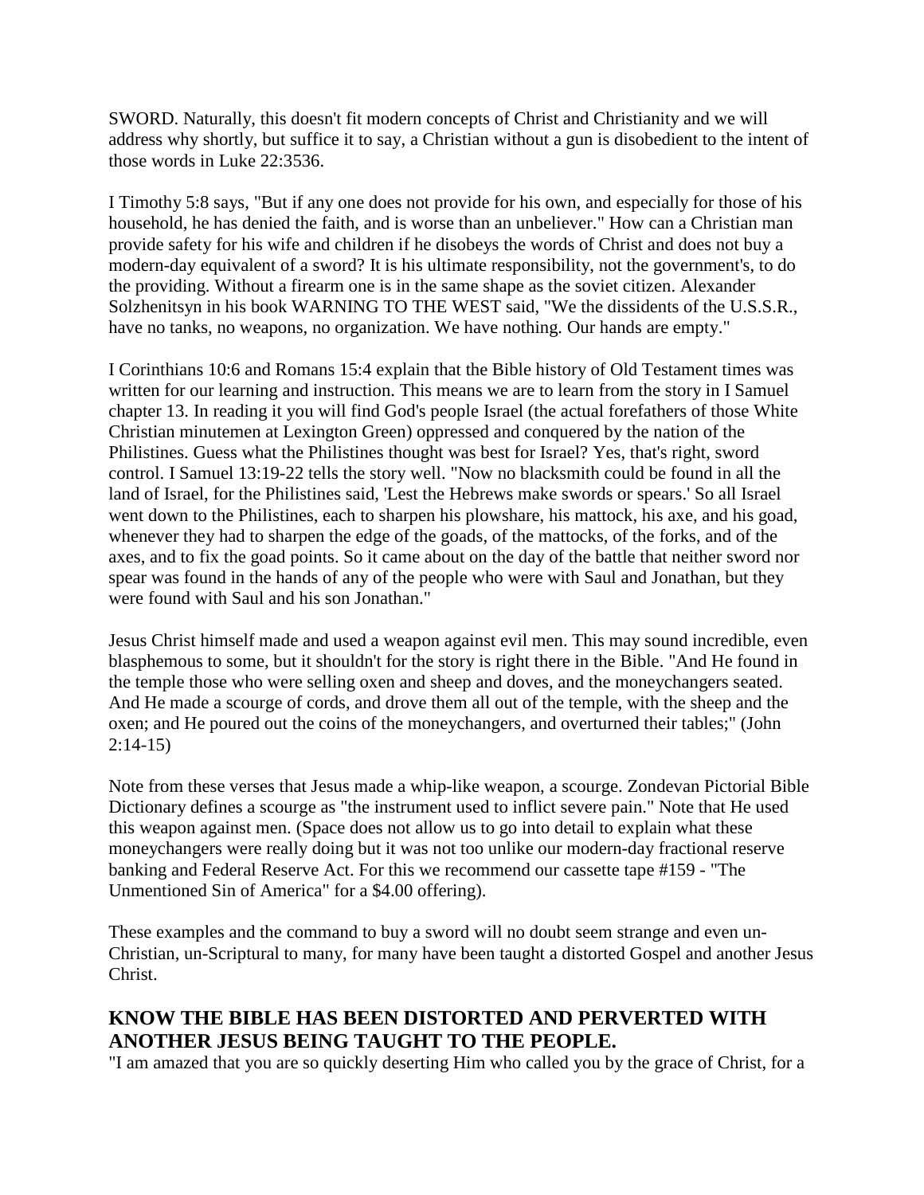SWORD. Naturally, this doesn't fit modern concepts of Christ and Christianity and we will address why shortly, but suffice it to say, a Christian without a gun is disobedient to the intent of those words in Luke 22:3536.

I Timothy 5:8 says, "But if any one does not provide for his own, and especially for those of his household, he has denied the faith, and is worse than an unbeliever." How can a Christian man provide safety for his wife and children if he disobeys the words of Christ and does not buy a modern-day equivalent of a sword? It is his ultimate responsibility, not the government's, to do the providing. Without a firearm one is in the same shape as the soviet citizen. Alexander Solzhenitsyn in his book WARNING TO THE WEST said, "We the dissidents of the U.S.S.R., have no tanks, no weapons, no organization. We have nothing. Our hands are empty."

I Corinthians 10:6 and Romans 15:4 explain that the Bible history of Old Testament times was written for our learning and instruction. This means we are to learn from the story in I Samuel chapter 13. In reading it you will find God's people Israel (the actual forefathers of those White Christian minutemen at Lexington Green) oppressed and conquered by the nation of the Philistines. Guess what the Philistines thought was best for Israel? Yes, that's right, sword control. I Samuel 13:19-22 tells the story well. "Now no blacksmith could be found in all the land of Israel, for the Philistines said, 'Lest the Hebrews make swords or spears.' So all Israel went down to the Philistines, each to sharpen his plowshare, his mattock, his axe, and his goad, whenever they had to sharpen the edge of the goads, of the mattocks, of the forks, and of the axes, and to fix the goad points. So it came about on the day of the battle that neither sword nor spear was found in the hands of any of the people who were with Saul and Jonathan, but they were found with Saul and his son Jonathan."

Jesus Christ himself made and used a weapon against evil men. This may sound incredible, even blasphemous to some, but it shouldn't for the story is right there in the Bible. "And He found in the temple those who were selling oxen and sheep and doves, and the moneychangers seated. And He made a scourge of cords, and drove them all out of the temple, with the sheep and the oxen; and He poured out the coins of the moneychangers, and overturned their tables;" (John 2:14-15)

Note from these verses that Jesus made a whip-like weapon, a scourge. Zondevan Pictorial Bible Dictionary defines a scourge as "the instrument used to inflict severe pain." Note that He used this weapon against men. (Space does not allow us to go into detail to explain what these moneychangers were really doing but it was not too unlike our modern-day fractional reserve banking and Federal Reserve Act. For this we recommend our cassette tape #159 - "The Unmentioned Sin of America" for a $4.00 offering).

These examples and the command to buy a sword will no doubt seem strange and even un-Christian, un-Scriptural to many, for many have been taught a distorted Gospel and another Jesus Christ.

## KNOW THE BIBLE HAS BEEN DISTORTED AND PERVERTED WITH ANOTHER JESUS BEING TAUGHT TO THE PEOPLE.

"I am amazed that you are so quickly deserting Him who called you by the grace of Christ, for a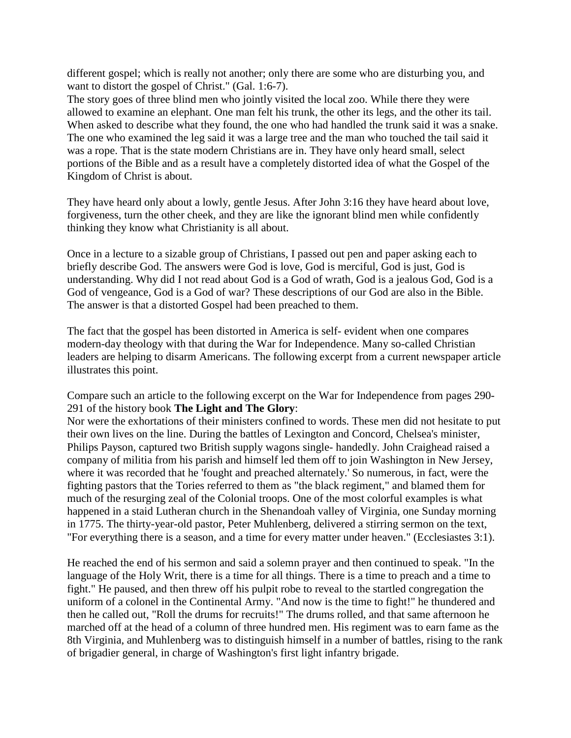different gospel; which is really not another; only there are some who are disturbing you, and want to distort the gospel of Christ." (Gal. 1:6-7).
The story goes of three blind men who jointly visited the local zoo. While there they were allowed to examine an elephant. One man felt his trunk, the other its legs, and the other its tail. When asked to describe what they found, the one who had handled the trunk said it was a snake. The one who examined the leg said it was a large tree and the man who touched the tail said it was a rope. That is the state modern Christians are in. They have only heard small, select portions of the Bible and as a result have a completely distorted idea of what the Gospel of the Kingdom of Christ is about.

They have heard only about a lowly, gentle Jesus. After John 3:16 they have heard about love, forgiveness, turn the other cheek, and they are like the ignorant blind men while confidently thinking they know what Christianity is all about.

Once in a lecture to a sizable group of Christians, I passed out pen and paper asking each to briefly describe God. The answers were God is love, God is merciful, God is just, God is understanding. Why did I not read about God is a God of wrath, God is a jealous God, God is a God of vengeance, God is a God of war? These descriptions of our God are also in the Bible. The answer is that a distorted Gospel had been preached to them.

The fact that the gospel has been distorted in America is self- evident when one compares modern-day theology with that during the War for Independence. Many so-called Christian leaders are helping to disarm Americans. The following excerpt from a current newspaper article illustrates this point.

Compare such an article to the following excerpt on the War for Independence from pages 290-291 of the history book **The Light and The Glory**:
Nor were the exhortations of their ministers confined to words. These men did not hesitate to put their own lives on the line. During the battles of Lexington and Concord, Chelsea's minister, Philips Payson, captured two British supply wagons single- handedly. John Craighead raised a company of militia from his parish and himself led them off to join Washington in New Jersey, where it was recorded that he 'fought and preached alternately.' So numerous, in fact, were the fighting pastors that the Tories referred to them as "the black regiment," and blamed them for much of the resurging zeal of the Colonial troops. One of the most colorful examples is what happened in a staid Lutheran church in the Shenandoah valley of Virginia, one Sunday morning in 1775. The thirty-year-old pastor, Peter Muhlenberg, delivered a stirring sermon on the text, "For everything there is a season, and a time for every matter under heaven." (Ecclesiastes 3:1).

He reached the end of his sermon and said a solemn prayer and then continued to speak. "In the language of the Holy Writ, there is a time for all things. There is a time to preach and a time to fight." He paused, and then threw off his pulpit robe to reveal to the startled congregation the uniform of a colonel in the Continental Army. "And now is the time to fight!" he thundered and then he called out, "Roll the drums for recruits!" The drums rolled, and that same afternoon he marched off at the head of a column of three hundred men. His regiment was to earn fame as the 8th Virginia, and Muhlenberg was to distinguish himself in a number of battles, rising to the rank of brigadier general, in charge of Washington's first light infantry brigade.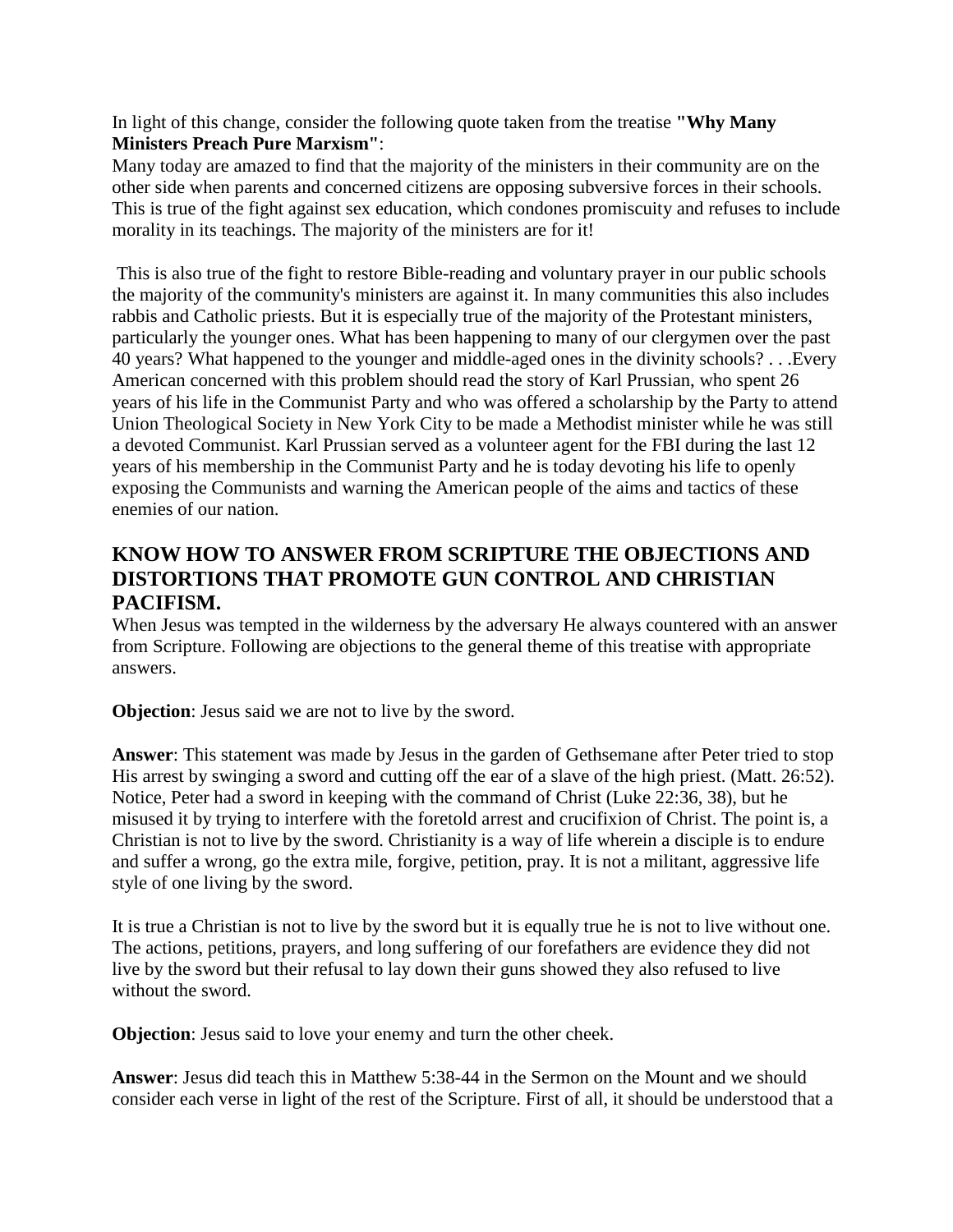In light of this change, consider the following quote taken from the treatise **"Why Many Ministers Preach Pure Marxism"**:

Many today are amazed to find that the majority of the ministers in their community are on the other side when parents and concerned citizens are opposing subversive forces in their schools. This is true of the fight against sex education, which condones promiscuity and refuses to include morality in its teachings. The majority of the ministers are for it!

This is also true of the fight to restore Bible-reading and voluntary prayer in our public schools the majority of the community's ministers are against it. In many communities this also includes rabbis and Catholic priests. But it is especially true of the majority of the Protestant ministers, particularly the younger ones. What has been happening to many of our clergymen over the past 40 years? What happened to the younger and middle-aged ones in the divinity schools? . . .Every American concerned with this problem should read the story of Karl Prussian, who spent 26 years of his life in the Communist Party and who was offered a scholarship by the Party to attend Union Theological Society in New York City to be made a Methodist minister while he was still a devoted Communist. Karl Prussian served as a volunteer agent for the FBI during the last 12 years of his membership in the Communist Party and he is today devoting his life to openly exposing the Communists and warning the American people of the aims and tactics of these enemies of our nation.

## KNOW HOW TO ANSWER FROM SCRIPTURE THE OBJECTIONS AND DISTORTIONS THAT PROMOTE GUN CONTROL AND CHRISTIAN PACIFISM.

When Jesus was tempted in the wilderness by the adversary He always countered with an answer from Scripture. Following are objections to the general theme of this treatise with appropriate answers.

**Objection**: Jesus said we are not to live by the sword.

**Answer**: This statement was made by Jesus in the garden of Gethsemane after Peter tried to stop His arrest by swinging a sword and cutting off the ear of a slave of the high priest. (Matt. 26:52). Notice, Peter had a sword in keeping with the command of Christ (Luke 22:36, 38), but he misused it by trying to interfere with the foretold arrest and crucifixion of Christ. The point is, a Christian is not to live by the sword. Christianity is a way of life wherein a disciple is to endure and suffer a wrong, go the extra mile, forgive, petition, pray. It is not a militant, aggressive life style of one living by the sword.

It is true a Christian is not to live by the sword but it is equally true he is not to live without one. The actions, petitions, prayers, and long suffering of our forefathers are evidence they did not live by the sword but their refusal to lay down their guns showed they also refused to live without the sword.

**Objection**: Jesus said to love your enemy and turn the other cheek.

**Answer**: Jesus did teach this in Matthew 5:38-44 in the Sermon on the Mount and we should consider each verse in light of the rest of the Scripture. First of all, it should be understood that a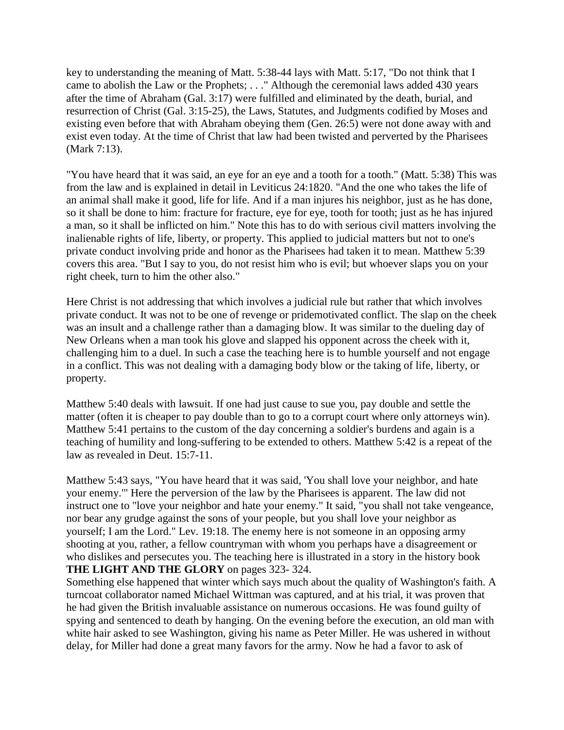key to understanding the meaning of Matt. 5:38-44 lays with Matt. 5:17, "Do not think that I came to abolish the Law or the Prophets; . . ." Although the ceremonial laws added 430 years after the time of Abraham (Gal. 3:17) were fulfilled and eliminated by the death, burial, and resurrection of Christ (Gal. 3:15-25), the Laws, Statutes, and Judgments codified by Moses and existing even before that with Abraham obeying them (Gen. 26:5) were not done away with and exist even today. At the time of Christ that law had been twisted and perverted by the Pharisees (Mark 7:13).

"You have heard that it was said, an eye for an eye and a tooth for a tooth." (Matt. 5:38) This was from the law and is explained in detail in Leviticus 24:1820. "And the one who takes the life of an animal shall make it good, life for life. And if a man injures his neighbor, just as he has done, so it shall be done to him: fracture for fracture, eye for eye, tooth for tooth; just as he has injured a man, so it shall be inflicted on him." Note this has to do with serious civil matters involving the inalienable rights of life, liberty, or property. This applied to judicial matters but not to one's private conduct involving pride and honor as the Pharisees had taken it to mean. Matthew 5:39 covers this area. "But I say to you, do not resist him who is evil; but whoever slaps you on your right cheek, turn to him the other also."

Here Christ is not addressing that which involves a judicial rule but rather that which involves private conduct. It was not to be one of revenge or pridemotivated conflict. The slap on the cheek was an insult and a challenge rather than a damaging blow. It was similar to the dueling day of New Orleans when a man took his glove and slapped his opponent across the cheek with it, challenging him to a duel. In such a case the teaching here is to humble yourself and not engage in a conflict. This was not dealing with a damaging body blow or the taking of life, liberty, or property.

Matthew 5:40 deals with lawsuit. If one had just cause to sue you, pay double and settle the matter (often it is cheaper to pay double than to go to a corrupt court where only attorneys win). Matthew 5:41 pertains to the custom of the day concerning a soldier's burdens and again is a teaching of humility and long-suffering to be extended to others. Matthew 5:42 is a repeat of the law as revealed in Deut. 15:7-11.

Matthew 5:43 says, "You have heard that it was said, 'You shall love your neighbor, and hate your enemy.'" Here the perversion of the law by the Pharisees is apparent. The law did not instruct one to "love your neighbor and hate your enemy." It said, "you shall not take vengeance, nor bear any grudge against the sons of your people, but you shall love your neighbor as yourself; I am the Lord." Lev. 19:18. The enemy here is not someone in an opposing army shooting at you, rather, a fellow countryman with whom you perhaps have a disagreement or who dislikes and persecutes you. The teaching here is illustrated in a story in the history book **THE LIGHT AND THE GLORY** on pages 323- 324.

Something else happened that winter which says much about the quality of Washington's faith. A turncoat collaborator named Michael Wittman was captured, and at his trial, it was proven that he had given the British invaluable assistance on numerous occasions. He was found guilty of spying and sentenced to death by hanging. On the evening before the execution, an old man with white hair asked to see Washington, giving his name as Peter Miller. He was ushered in without delay, for Miller had done a great many favors for the army. Now he had a favor to ask of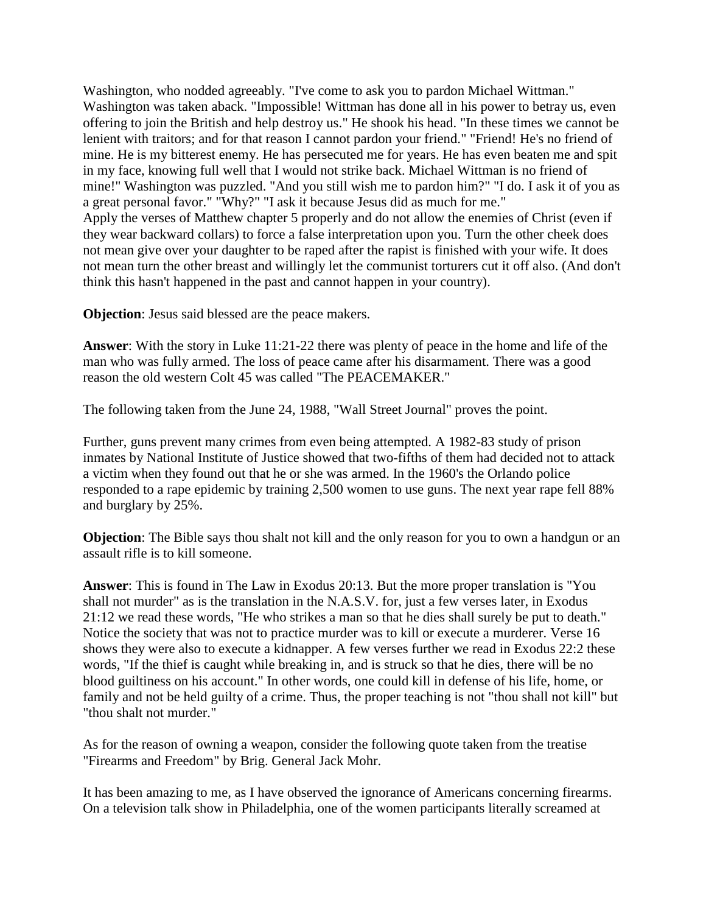Washington, who nodded agreeably. "I've come to ask you to pardon Michael Wittman." Washington was taken aback. "Impossible! Wittman has done all in his power to betray us, even offering to join the British and help destroy us." He shook his head. "In these times we cannot be lenient with traitors; and for that reason I cannot pardon your friend." "Friend! He's no friend of mine. He is my bitterest enemy. He has persecuted me for years. He has even beaten me and spit in my face, knowing full well that I would not strike back. Michael Wittman is no friend of mine!" Washington was puzzled. "And you still wish me to pardon him?" "I do. I ask it of you as a great personal favor." "Why?" "I ask it because Jesus did as much for me."
Apply the verses of Matthew chapter 5 properly and do not allow the enemies of Christ (even if they wear backward collars) to force a false interpretation upon you. Turn the other cheek does not mean give over your daughter to be raped after the rapist is finished with your wife. It does not mean turn the other breast and willingly let the communist torturers cut it off also. (And don't think this hasn't happened in the past and cannot happen in your country).

**Objection**: Jesus said blessed are the peace makers.

**Answer**: With the story in Luke 11:21-22 there was plenty of peace in the home and life of the man who was fully armed. The loss of peace came after his disarmament. There was a good reason the old western Colt 45 was called "The PEACEMAKER."

The following taken from the June 24, 1988, "Wall Street Journal" proves the point.

Further, guns prevent many crimes from even being attempted. A 1982-83 study of prison inmates by National Institute of Justice showed that two-fifths of them had decided not to attack a victim when they found out that he or she was armed. In the 1960's the Orlando police responded to a rape epidemic by training 2,500 women to use guns. The next year rape fell 88% and burglary by 25%.

**Objection**: The Bible says thou shalt not kill and the only reason for you to own a handgun or an assault rifle is to kill someone.

**Answer**: This is found in The Law in Exodus 20:13. But the more proper translation is "You shall not murder" as is the translation in the N.A.S.V. for, just a few verses later, in Exodus 21:12 we read these words, "He who strikes a man so that he dies shall surely be put to death." Notice the society that was not to practice murder was to kill or execute a murderer. Verse 16 shows they were also to execute a kidnapper. A few verses further we read in Exodus 22:2 these words, "If the thief is caught while breaking in, and is struck so that he dies, there will be no blood guiltiness on his account." In other words, one could kill in defense of his life, home, or family and not be held guilty of a crime. Thus, the proper teaching is not "thou shall not kill" but "thou shalt not murder."

As for the reason of owning a weapon, consider the following quote taken from the treatise "Firearms and Freedom" by Brig. General Jack Mohr.

It has been amazing to me, as I have observed the ignorance of Americans concerning firearms. On a television talk show in Philadelphia, one of the women participants literally screamed at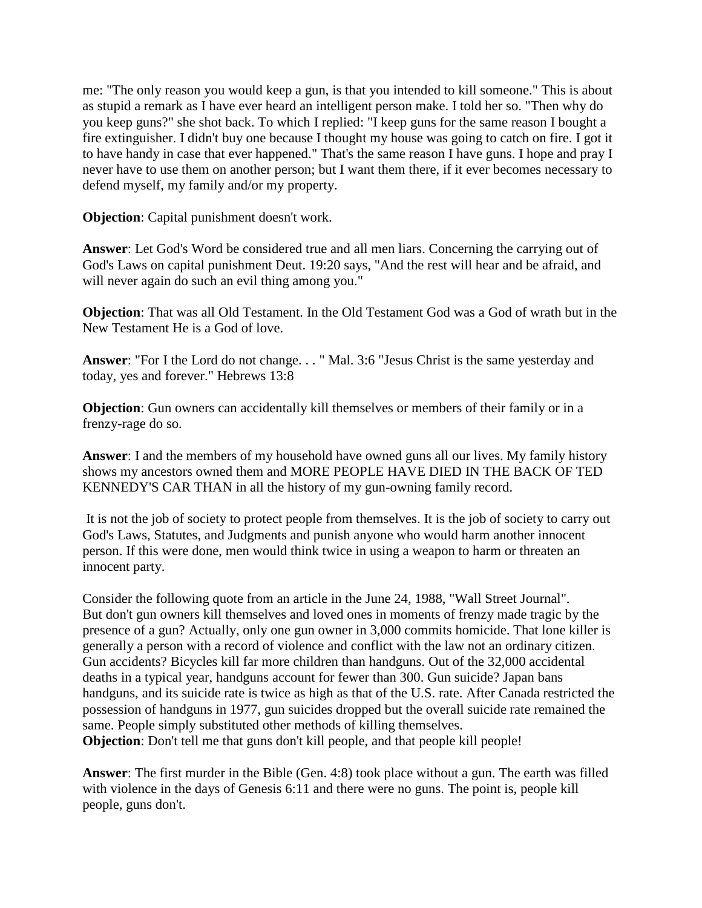me: "The only reason you would keep a gun, is that you intended to kill someone." This is about as stupid a remark as I have ever heard an intelligent person make. I told her so. "Then why do you keep guns?" she shot back. To which I replied: "I keep guns for the same reason I bought a fire extinguisher. I didn't buy one because I thought my house was going to catch on fire. I got it to have handy in case that ever happened." That's the same reason I have guns. I hope and pray I never have to use them on another person; but I want them there, if it ever becomes necessary to defend myself, my family and/or my property.

**Objection**: Capital punishment doesn't work.

**Answer**: Let God's Word be considered true and all men liars. Concerning the carrying out of God's Laws on capital punishment Deut. 19:20 says, "And the rest will hear and be afraid, and will never again do such an evil thing among you."

**Objection**: That was all Old Testament. In the Old Testament God was a God of wrath but in the New Testament He is a God of love.

**Answer**: "For I the Lord do not change. . . " Mal. 3:6 "Jesus Christ is the same yesterday and today, yes and forever." Hebrews 13:8

**Objection**: Gun owners can accidentally kill themselves or members of their family or in a frenzy-rage do so.

**Answer**: I and the members of my household have owned guns all our lives. My family history shows my ancestors owned them and MORE PEOPLE HAVE DIED IN THE BACK OF TED KENNEDY'S CAR THAN in all the history of my gun-owning family record.

It is not the job of society to protect people from themselves. It is the job of society to carry out God's Laws, Statutes, and Judgments and punish anyone who would harm another innocent person. If this were done, men would think twice in using a weapon to harm or threaten an innocent party.

Consider the following quote from an article in the June 24, 1988, "Wall Street Journal".
But don't gun owners kill themselves and loved ones in moments of frenzy made tragic by the presence of a gun? Actually, only one gun owner in 3,000 commits homicide. That lone killer is generally a person with a record of violence and conflict with the law not an ordinary citizen. Gun accidents? Bicycles kill far more children than handguns. Out of the 32,000 accidental deaths in a typical year, handguns account for fewer than 300. Gun suicide? Japan bans handguns, and its suicide rate is twice as high as that of the U.S. rate. After Canada restricted the possession of handguns in 1977, gun suicides dropped but the overall suicide rate remained the same. People simply substituted other methods of killing themselves.

**Objection**: Don't tell me that guns don't kill people, and that people kill people!

**Answer**: The first murder in the Bible (Gen. 4:8) took place without a gun. The earth was filled with violence in the days of Genesis 6:11 and there were no guns. The point is, people kill people, guns don't.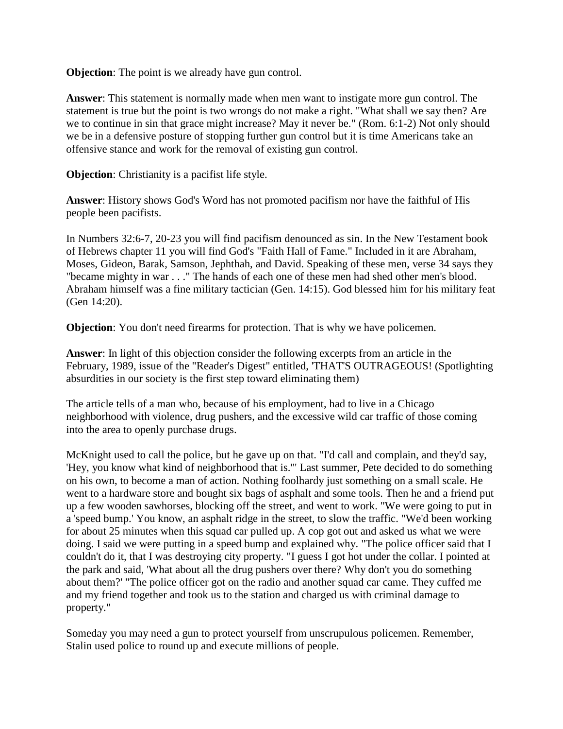**Objection**: The point is we already have gun control.

**Answer**: This statement is normally made when men want to instigate more gun control. The statement is true but the point is two wrongs do not make a right. "What shall we say then? Are we to continue in sin that grace might increase? May it never be." (Rom. 6:1-2) Not only should we be in a defensive posture of stopping further gun control but it is time Americans take an offensive stance and work for the removal of existing gun control.

**Objection**: Christianity is a pacifist life style.

**Answer**: History shows God's Word has not promoted pacifism nor have the faithful of His people been pacifists.

In Numbers 32:6-7, 20-23 you will find pacifism denounced as sin. In the New Testament book of Hebrews chapter 11 you will find God's "Faith Hall of Fame." Included in it are Abraham, Moses, Gideon, Barak, Samson, Jephthah, and David. Speaking of these men, verse 34 says they "became mighty in war . . ." The hands of each one of these men had shed other men's blood. Abraham himself was a fine military tactician (Gen. 14:15). God blessed him for his military feat (Gen 14:20).

**Objection**: You don't need firearms for protection. That is why we have policemen.

**Answer**: In light of this objection consider the following excerpts from an article in the February, 1989, issue of the "Reader's Digest" entitled, 'THAT'S OUTRAGEOUS! (Spotlighting absurdities in our society is the first step toward eliminating them)

The article tells of a man who, because of his employment, had to live in a Chicago neighborhood with violence, drug pushers, and the excessive wild car traffic of those coming into the area to openly purchase drugs.

McKnight used to call the police, but he gave up on that. "I'd call and complain, and they'd say, 'Hey, you know what kind of neighborhood that is.'" Last summer, Pete decided to do something on his own, to become a man of action. Nothing foolhardy just something on a small scale. He went to a hardware store and bought six bags of asphalt and some tools. Then he and a friend put up a few wooden sawhorses, blocking off the street, and went to work. "We were going to put in a 'speed bump.' You know, an asphalt ridge in the street, to slow the traffic. "We'd been working for about 25 minutes when this squad car pulled up. A cop got out and asked us what we were doing. I said we were putting in a speed bump and explained why. "The police officer said that I couldn't do it, that I was destroying city property. "I guess I got hot under the collar. I pointed at the park and said, 'What about all the drug pushers over there? Why don't you do something about them?' "The police officer got on the radio and another squad car came. They cuffed me and my friend together and took us to the station and charged us with criminal damage to property."

Someday you may need a gun to protect yourself from unscrupulous policemen. Remember, Stalin used police to round up and execute millions of people.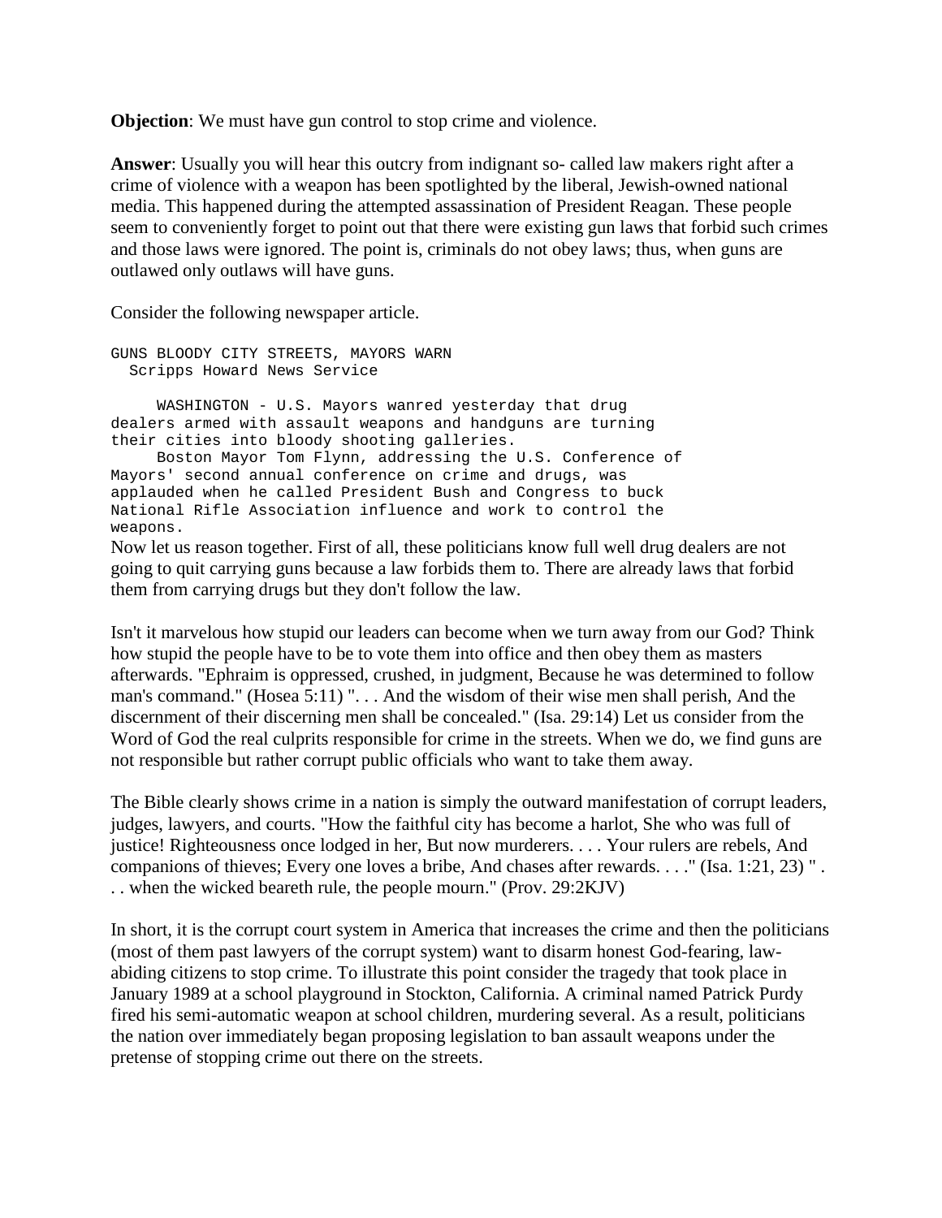**Objection**: We must have gun control to stop crime and violence.

**Answer**: Usually you will hear this outcry from indignant so- called law makers right after a crime of violence with a weapon has been spotlighted by the liberal, Jewish-owned national media. This happened during the attempted assassination of President Reagan. These people seem to conveniently forget to point out that there were existing gun laws that forbid such crimes and those laws were ignored. The point is, criminals do not obey laws; thus, when guns are outlawed only outlaws will have guns.

Consider the following newspaper article.

```
GUNS BLOODY CITY STREETS, MAYORS WARN
  Scripps Howard News Service

     WASHINGTON - U.S. Mayors wanred yesterday that drug
dealers armed with assault weapons and handguns are turning
their cities into bloody shooting galleries.
     Boston Mayor Tom Flynn, addressing the U.S. Conference of
Mayors' second annual conference on crime and drugs, was
applauded when he called President Bush and Congress to buck
National Rifle Association influence and work to control the
weapons.
```

Now let us reason together. First of all, these politicians know full well drug dealers are not going to quit carrying guns because a law forbids them to. There are already laws that forbid them from carrying drugs but they don't follow the law.

Isn't it marvelous how stupid our leaders can become when we turn away from our God? Think how stupid the people have to be to vote them into office and then obey them as masters afterwards. "Ephraim is oppressed, crushed, in judgment, Because he was determined to follow man's command." (Hosea 5:11) ". . . And the wisdom of their wise men shall perish, And the discernment of their discerning men shall be concealed." (Isa. 29:14) Let us consider from the Word of God the real culprits responsible for crime in the streets. When we do, we find guns are not responsible but rather corrupt public officials who want to take them away.

The Bible clearly shows crime in a nation is simply the outward manifestation of corrupt leaders, judges, lawyers, and courts. "How the faithful city has become a harlot, She who was full of justice! Righteousness once lodged in her, But now murderers. . . . Your rulers are rebels, And companions of thieves; Every one loves a bribe, And chases after rewards. . . ." (Isa. 1:21, 23) " . . . when the wicked beareth rule, the people mourn." (Prov. 29:2KJV)

In short, it is the corrupt court system in America that increases the crime and then the politicians (most of them past lawyers of the corrupt system) want to disarm honest God-fearing, law-abiding citizens to stop crime. To illustrate this point consider the tragedy that took place in January 1989 at a school playground in Stockton, California. A criminal named Patrick Purdy fired his semi-automatic weapon at school children, murdering several. As a result, politicians the nation over immediately began proposing legislation to ban assault weapons under the pretense of stopping crime out there on the streets.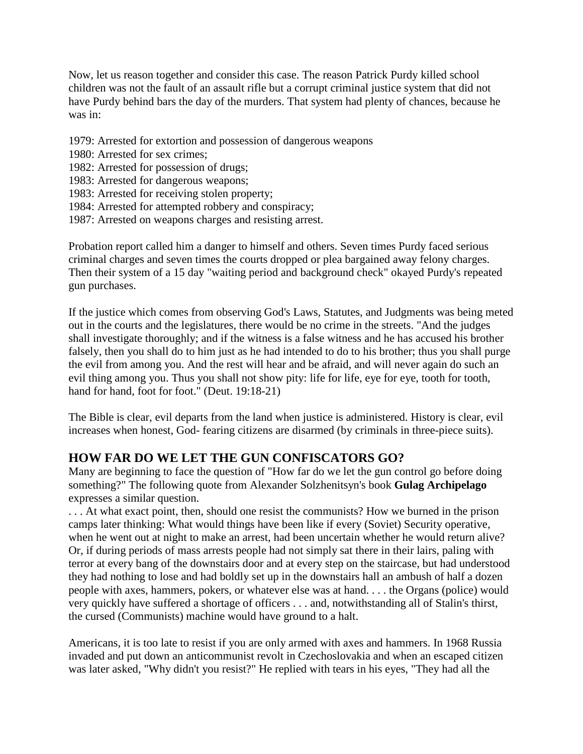Now, let us reason together and consider this case. The reason Patrick Purdy killed school children was not the fault of an assault rifle but a corrupt criminal justice system that did not have Purdy behind bars the day of the murders. That system had plenty of chances, because he was in:

1979: Arrested for extortion and possession of dangerous weapons
1980: Arrested for sex crimes;
1982: Arrested for possession of drugs;
1983: Arrested for dangerous weapons;
1983: Arrested for receiving stolen property;
1984: Arrested for attempted robbery and conspiracy;
1987: Arrested on weapons charges and resisting arrest.

Probation report called him a danger to himself and others. Seven times Purdy faced serious criminal charges and seven times the courts dropped or plea bargained away felony charges. Then their system of a 15 day "waiting period and background check" okayed Purdy's repeated gun purchases.

If the justice which comes from observing God's Laws, Statutes, and Judgments was being meted out in the courts and the legislatures, there would be no crime in the streets. "And the judges shall investigate thoroughly; and if the witness is a false witness and he has accused his brother falsely, then you shall do to him just as he had intended to do to his brother; thus you shall purge the evil from among you. And the rest will hear and be afraid, and will never again do such an evil thing among you. Thus you shall not show pity: life for life, eye for eye, tooth for tooth, hand for hand, foot for foot." (Deut. 19:18-21)

The Bible is clear, evil departs from the land when justice is administered. History is clear, evil increases when honest, God- fearing citizens are disarmed (by criminals in three-piece suits).

## HOW FAR DO WE LET THE GUN CONFISCATORS GO?

Many are beginning to face the question of "How far do we let the gun control go before doing something?" The following quote from Alexander Solzhenitsyn's book **Gulag Archipelago** expresses a similar question.

. . . At what exact point, then, should one resist the communists? How we burned in the prison camps later thinking: What would things have been like if every (Soviet) Security operative, when he went out at night to make an arrest, had been uncertain whether he would return alive? Or, if during periods of mass arrests people had not simply sat there in their lairs, paling with terror at every bang of the downstairs door and at every step on the staircase, but had understood they had nothing to lose and had boldly set up in the downstairs hall an ambush of half a dozen people with axes, hammers, pokers, or whatever else was at hand. . . . the Organs (police) would very quickly have suffered a shortage of officers . . . and, notwithstanding all of Stalin's thirst, the cursed (Communists) machine would have ground to a halt.

Americans, it is too late to resist if you are only armed with axes and hammers. In 1968 Russia invaded and put down an anticommunist revolt in Czechoslovakia and when an escaped citizen was later asked, "Why didn't you resist?" He replied with tears in his eyes, "They had all the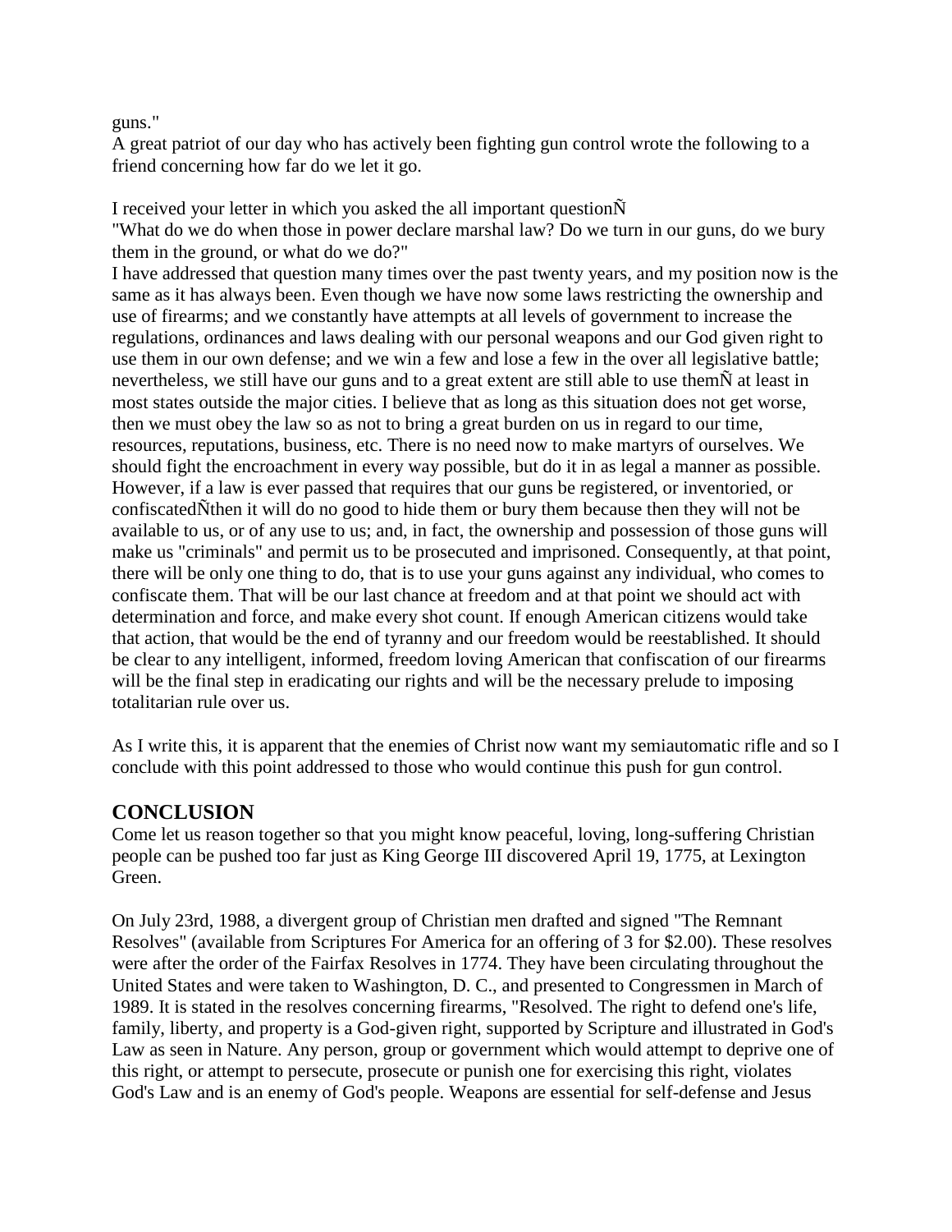guns."

A great patriot of our day who has actively been fighting gun control wrote the following to a friend concerning how far do we let it go.

I received your letter in which you asked the all important questionÑ

"What do we do when those in power declare marshal law? Do we turn in our guns, do we bury them in the ground, or what do we do?"

I have addressed that question many times over the past twenty years, and my position now is the same as it has always been. Even though we have now some laws restricting the ownership and use of firearms; and we constantly have attempts at all levels of government to increase the regulations, ordinances and laws dealing with our personal weapons and our God given right to use them in our own defense; and we win a few and lose a few in the over all legislative battle; nevertheless, we still have our guns and to a great extent are still able to use themÑ at least in most states outside the major cities. I believe that as long as this situation does not get worse, then we must obey the law so as not to bring a great burden on us in regard to our time, resources, reputations, business, etc. There is no need now to make martyrs of ourselves. We should fight the encroachment in every way possible, but do it in as legal a manner as possible. However, if a law is ever passed that requires that our guns be registered, or inventoried, or confiscatedÑthen it will do no good to hide them or bury them because then they will not be available to us, or of any use to us; and, in fact, the ownership and possession of those guns will make us "criminals" and permit us to be prosecuted and imprisoned. Consequently, at that point, there will be only one thing to do, that is to use your guns against any individual, who comes to confiscate them. That will be our last chance at freedom and at that point we should act with determination and force, and make every shot count. If enough American citizens would take that action, that would be the end of tyranny and our freedom would be reestablished. It should be clear to any intelligent, informed, freedom loving American that confiscation of our firearms will be the final step in eradicating our rights and will be the necessary prelude to imposing totalitarian rule over us.

As I write this, it is apparent that the enemies of Christ now want my semiautomatic rifle and so I conclude with this point addressed to those who would continue this push for gun control.

## CONCLUSION

Come let us reason together so that you might know peaceful, loving, long-suffering Christian people can be pushed too far just as King George III discovered April 19, 1775, at Lexington Green.

On July 23rd, 1988, a divergent group of Christian men drafted and signed "The Remnant Resolves" (available from Scriptures For America for an offering of 3 for $2.00). These resolves were after the order of the Fairfax Resolves in 1774. They have been circulating throughout the United States and were taken to Washington, D. C., and presented to Congressmen in March of 1989. It is stated in the resolves concerning firearms, "Resolved. The right to defend one's life, family, liberty, and property is a God-given right, supported by Scripture and illustrated in God's Law as seen in Nature. Any person, group or government which would attempt to deprive one of this right, or attempt to persecute, prosecute or punish one for exercising this right, violates God's Law and is an enemy of God's people. Weapons are essential for self-defense and Jesus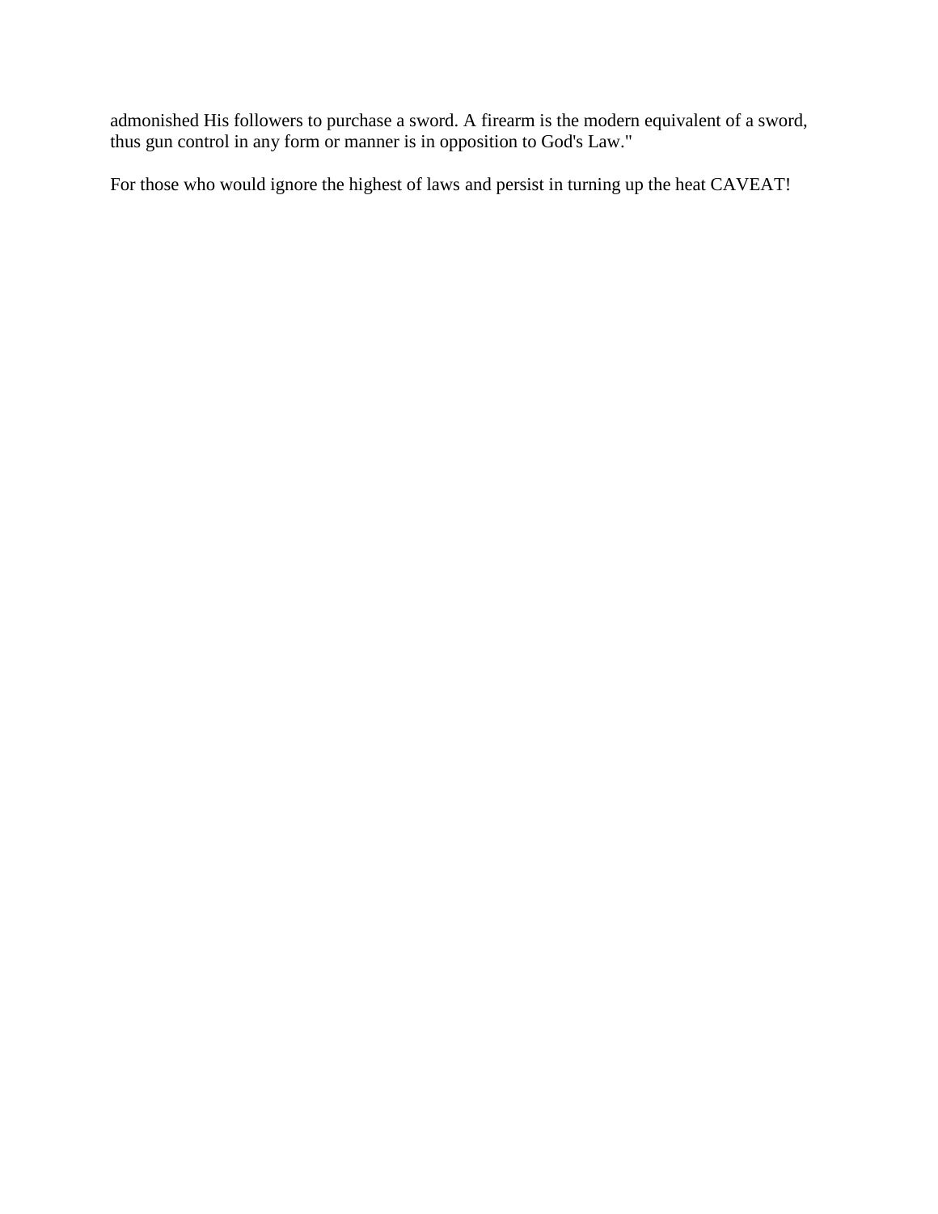admonished His followers to purchase a sword. A firearm is the modern equivalent of a sword, thus gun control in any form or manner is in opposition to God's Law."

For those who would ignore the highest of laws and persist in turning up the heat CAVEAT!